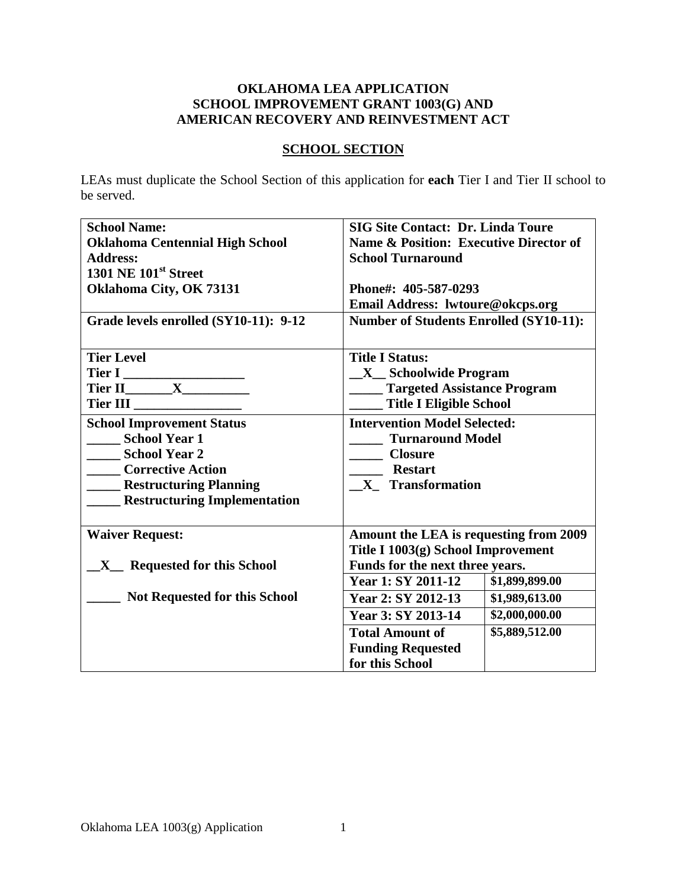**OKLAHOMA LEA APPLICATION**
**SCHOOL IMPROVEMENT GRANT 1003(G) AND**
**AMERICAN RECOVERY AND REINVESTMENT ACT**

## SCHOOL SECTION

LEAs must duplicate the School Section of this application for **each** Tier I and Tier II school to be served.

| | | |
|---|---|---|
| **School Name:**<br>**Oklahoma Centennial High School**<br>**Address:**<br>**1301 NE 101st Street**<br>**Oklahoma City, OK 73131** | **SIG Site Contact: Dr. Linda Toure**<br>**Name & Position: Executive Director of School Turnaround**<br><br>**Phone#: 405-587-0293**<br>**Email Address: lwtoure@okcps.org** | |
| **Grade levels enrolled (SY10-11): 9-12** | **Number of Students Enrolled (SY10-11):** | |
| **Tier Level**<br>**Tier I** __________________<br>**Tier II**_______**X**__________<br>**Tier III** ________________ | **Title I Status:**<br>__**X**__ **Schoolwide Program**<br>_____ **Targeted Assistance Program**<br>_____ **Title I Eligible School** | |
| **School Improvement Status**<br>_____ **School Year 1**<br>_____ **School Year 2**<br>_____ **Corrective Action**<br>_____ **Restructuring Planning**<br>_____ **Restructuring Implementation** | **Intervention Model Selected:**<br>_____ **Turnaround Model**<br>_____ **Closure**<br>_____ **Restart**<br>__**X**_ **Transformation** | |
| **Waiver Request:**<br><br>__**X**__ **Requested for this School**<br><br>_____ **Not Requested for this School** | **Amount the LEA is requesting from 2009 Title I 1003(g) School Improvement Funds for the next three years.** | |
| | **Year 1: SY 2011-12** | **$1,899,899.00** |
| | **Year 2: SY 2012-13** | **$1,989,613.00** |
| | **Year 3: SY 2013-14** | **$2,000,000.00** |
| | **Total Amount of Funding Requested for this School** | **$5,889,512.00** |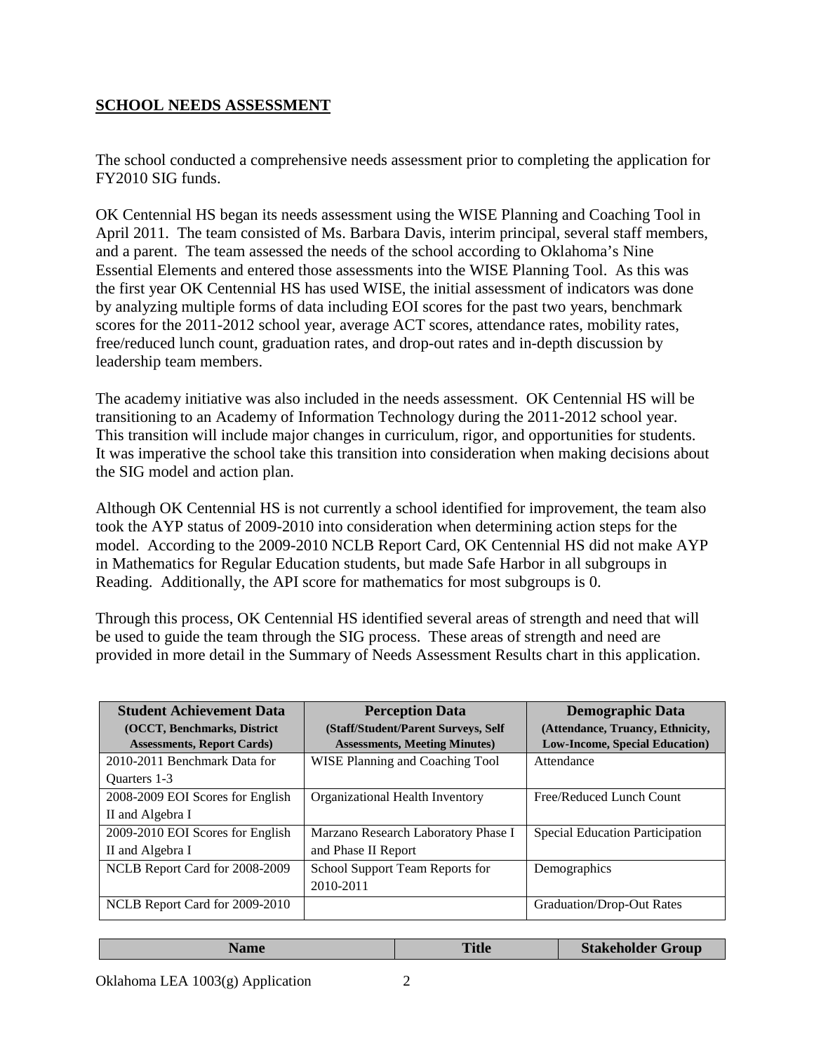**SCHOOL NEEDS ASSESSMENT**

The school conducted a comprehensive needs assessment prior to completing the application for FY2010 SIG funds.

OK Centennial HS began its needs assessment using the WISE Planning and Coaching Tool in April 2011. The team consisted of Ms. Barbara Davis, interim principal, several staff members, and a parent. The team assessed the needs of the school according to Oklahoma's Nine Essential Elements and entered those assessments into the WISE Planning Tool. As this was the first year OK Centennial HS has used WISE, the initial assessment of indicators was done by analyzing multiple forms of data including EOI scores for the past two years, benchmark scores for the 2011-2012 school year, average ACT scores, attendance rates, mobility rates, free/reduced lunch count, graduation rates, and drop-out rates and in-depth discussion by leadership team members.

The academy initiative was also included in the needs assessment. OK Centennial HS will be transitioning to an Academy of Information Technology during the 2011-2012 school year. This transition will include major changes in curriculum, rigor, and opportunities for students. It was imperative the school take this transition into consideration when making decisions about the SIG model and action plan.

Although OK Centennial HS is not currently a school identified for improvement, the team also took the AYP status of 2009-2010 into consideration when determining action steps for the model. According to the 2009-2010 NCLB Report Card, OK Centennial HS did not make AYP in Mathematics for Regular Education students, but made Safe Harbor in all subgroups in Reading. Additionally, the API score for mathematics for most subgroups is 0.

Through this process, OK Centennial HS identified several areas of strength and need that will be used to guide the team through the SIG process. These areas of strength and need are provided in more detail in the Summary of Needs Assessment Results chart in this application.

| **Student Achievement Data** (OCCT, Benchmarks, District Assessments, Report Cards) | **Perception Data** (Staff/Student/Parent Surveys, Self Assessments, Meeting Minutes) | **Demographic Data** (Attendance, Truancy, Ethnicity, Low-Income, Special Education) |
|---|---|---|
| 2010-2011 Benchmark Data for Quarters 1-3 | WISE Planning and Coaching Tool | Attendance |
| 2008-2009 EOI Scores for English II and Algebra I | Organizational Health Inventory | Free/Reduced Lunch Count |
| 2009-2010 EOI Scores for English II and Algebra I | Marzano Research Laboratory Phase I and Phase II Report | Special Education Participation |
| NCLB Report Card for 2008-2009 | School Support Team Reports for 2010-2011 | Demographics |
| NCLB Report Card for 2009-2010 | | Graduation/Drop-Out Rates |

| Name | Title | Stakeholder Group |
|---|---|---|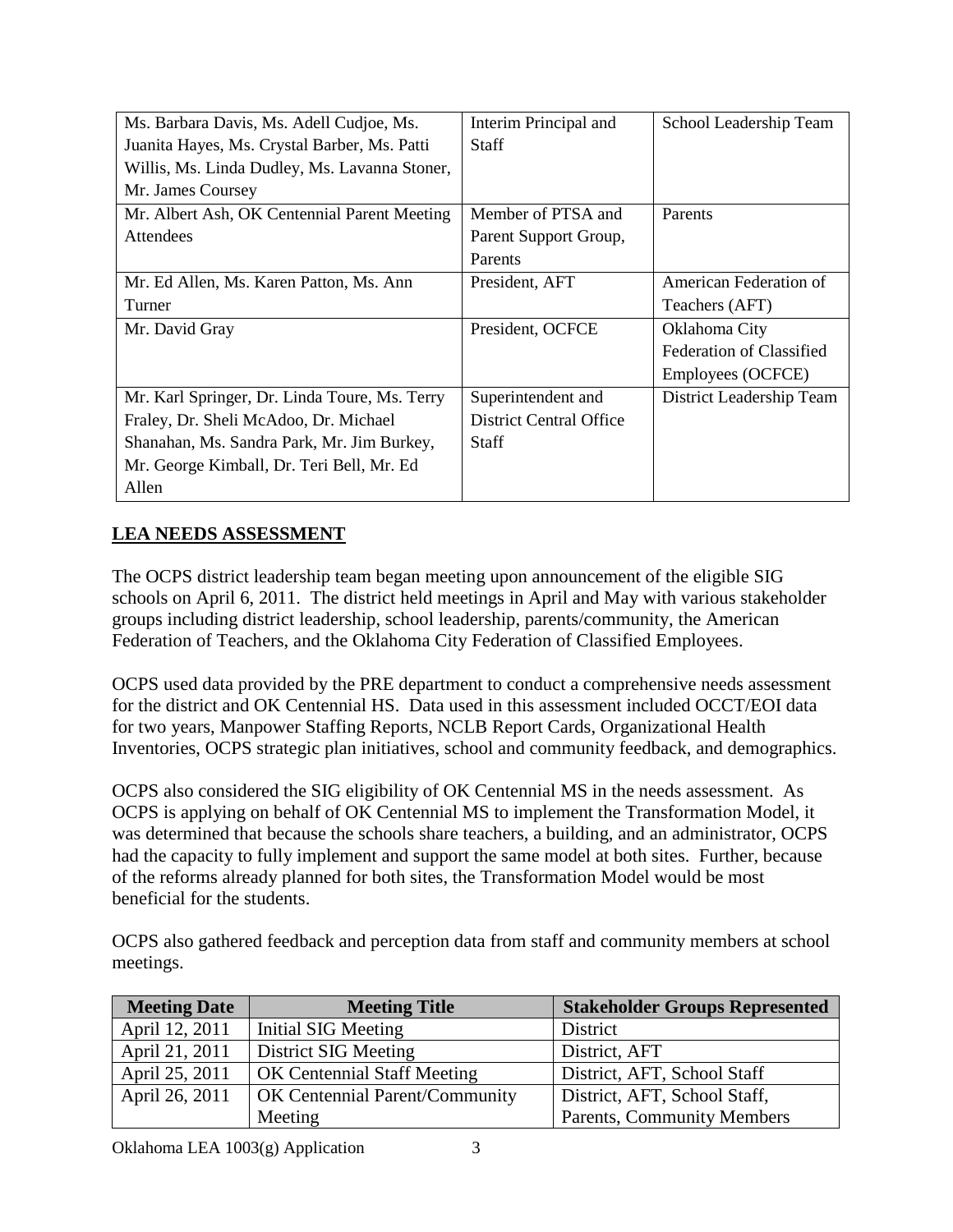| | | |
|---|---|---|
| Ms. Barbara Davis, Ms. Adell Cudjoe, Ms. Juanita Hayes, Ms. Crystal Barber, Ms. Patti Willis, Ms. Linda Dudley, Ms. Lavanna Stoner, Mr. James Coursey | Interim Principal and Staff | School Leadership Team |
| Mr. Albert Ash, OK Centennial Parent Meeting Attendees | Member of PTSA and Parent Support Group, Parents | Parents |
| Mr. Ed Allen, Ms. Karen Patton, Ms. Ann Turner | President, AFT | American Federation of Teachers (AFT) |
| Mr. David Gray | President, OCFCE | Oklahoma City Federation of Classified Employees (OCFCE) |
| Mr. Karl Springer, Dr. Linda Toure, Ms. Terry Fraley, Dr. Sheli McAdoo, Dr. Michael Shanahan, Ms. Sandra Park, Mr. Jim Burkey, Mr. George Kimball, Dr. Teri Bell, Mr. Ed Allen | Superintendent and District Central Office Staff | District Leadership Team |

## LEA NEEDS ASSESSMENT

The OCPS district leadership team began meeting upon announcement of the eligible SIG schools on April 6, 2011. The district held meetings in April and May with various stakeholder groups including district leadership, school leadership, parents/community, the American Federation of Teachers, and the Oklahoma City Federation of Classified Employees.

OCPS used data provided by the PRE department to conduct a comprehensive needs assessment for the district and OK Centennial HS. Data used in this assessment included OCCT/EOI data for two years, Manpower Staffing Reports, NCLB Report Cards, Organizational Health Inventories, OCPS strategic plan initiatives, school and community feedback, and demographics.

OCPS also considered the SIG eligibility of OK Centennial MS in the needs assessment. As OCPS is applying on behalf of OK Centennial MS to implement the Transformation Model, it was determined that because the schools share teachers, a building, and an administrator, OCPS had the capacity to fully implement and support the same model at both sites. Further, because of the reforms already planned for both sites, the Transformation Model would be most beneficial for the students.

OCPS also gathered feedback and perception data from staff and community members at school meetings.

| Meeting Date | Meeting Title | Stakeholder Groups Represented |
|---|---|---|
| April 12, 2011 | Initial SIG Meeting | District |
| April 21, 2011 | District SIG Meeting | District, AFT |
| April 25, 2011 | OK Centennial Staff Meeting | District, AFT, School Staff |
| April 26, 2011 | OK Centennial Parent/Community Meeting | District, AFT, School Staff, Parents, Community Members |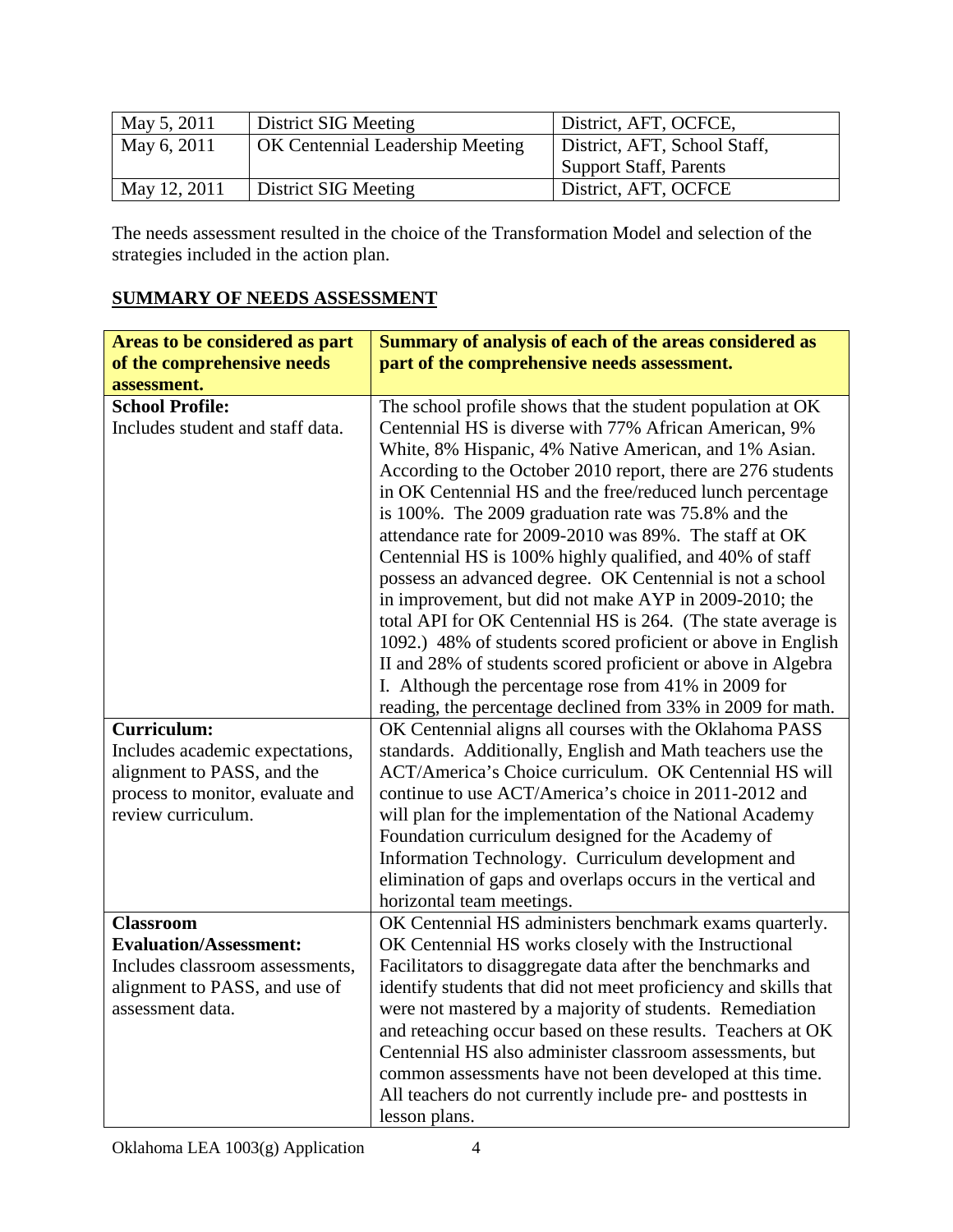| May 5, 2011 | District SIG Meeting | District, AFT, OCFCE, |
|---|---|---|
| May 6, 2011 | OK Centennial Leadership Meeting | District, AFT, School Staff, Support Staff, Parents |
| May 12, 2011 | District SIG Meeting | District, AFT, OCFCE |

The needs assessment resulted in the choice of the Transformation Model and selection of the strategies included in the action plan.

## SUMMARY OF NEEDS ASSESSMENT

| **Areas to be considered as part of the comprehensive needs assessment.** | **Summary of analysis of each of the areas considered as part of the comprehensive needs assessment.** |
|---|---|
| **School Profile:** Includes student and staff data. | The school profile shows that the student population at OK Centennial HS is diverse with 77% African American, 9% White, 8% Hispanic, 4% Native American, and 1% Asian. According to the October 2010 report, there are 276 students in OK Centennial HS and the free/reduced lunch percentage is 100%. The 2009 graduation rate was 75.8% and the attendance rate for 2009-2010 was 89%. The staff at OK Centennial HS is 100% highly qualified, and 40% of staff possess an advanced degree. OK Centennial is not a school in improvement, but did not make AYP in 2009-2010; the total API for OK Centennial HS is 264. (The state average is 1092.) 48% of students scored proficient or above in English II and 28% of students scored proficient or above in Algebra I. Although the percentage rose from 41% in 2009 for reading, the percentage declined from 33% in 2009 for math. |
| **Curriculum:** Includes academic expectations, alignment to PASS, and the process to monitor, evaluate and review curriculum. | OK Centennial aligns all courses with the Oklahoma PASS standards. Additionally, English and Math teachers use the ACT/America's Choice curriculum. OK Centennial HS will continue to use ACT/America's choice in 2011-2012 and will plan for the implementation of the National Academy Foundation curriculum designed for the Academy of Information Technology. Curriculum development and elimination of gaps and overlaps occurs in the vertical and horizontal team meetings. |
| **Classroom Evaluation/Assessment:** Includes classroom assessments, alignment to PASS, and use of assessment data. | OK Centennial HS administers benchmark exams quarterly. OK Centennial HS works closely with the Instructional Facilitators to disaggregate data after the benchmarks and identify students that did not meet proficiency and skills that were not mastered by a majority of students. Remediation and reteaching occur based on these results. Teachers at OK Centennial HS also administer classroom assessments, but common assessments have not been developed at this time. All teachers do not currently include pre- and posttests in lesson plans. |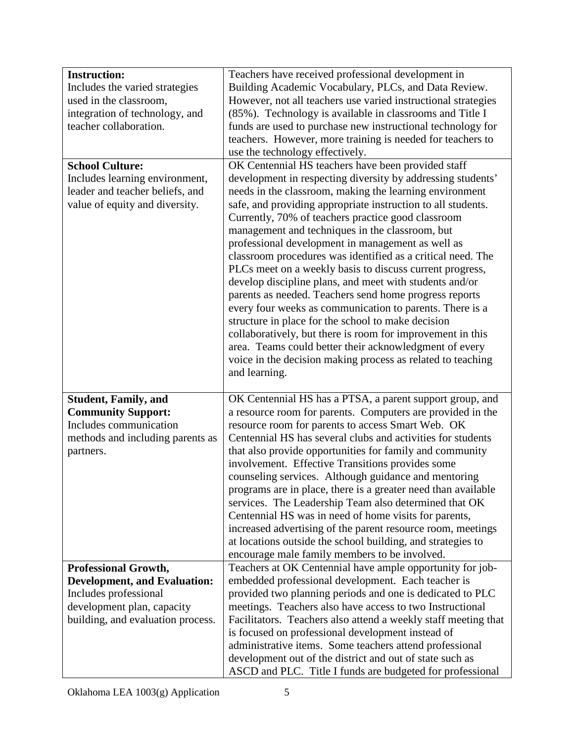| | |
|---|---|
| **Instruction:** Includes the varied strategies used in the classroom, integration of technology, and teacher collaboration. | Teachers have received professional development in Building Academic Vocabulary, PLCs, and Data Review. However, not all teachers use varied instructional strategies (85%). Technology is available in classrooms and Title I funds are used to purchase new instructional technology for teachers. However, more training is needed for teachers to use the technology effectively. |
| **School Culture:** Includes learning environment, leader and teacher beliefs, and value of equity and diversity. | OK Centennial HS teachers have been provided staff development in respecting diversity by addressing students' needs in the classroom, making the learning environment safe, and providing appropriate instruction to all students. Currently, 70% of teachers practice good classroom management and techniques in the classroom, but professional development in management as well as classroom procedures was identified as a critical need. The PLCs meet on a weekly basis to discuss current progress, develop discipline plans, and meet with students and/or parents as needed. Teachers send home progress reports every four weeks as communication to parents. There is a structure in place for the school to make decision collaboratively, but there is room for improvement in this area. Teams could better their acknowledgment of every voice in the decision making process as related to teaching and learning. |
| **Student, Family, and Community Support:** Includes communication methods and including parents as partners. | OK Centennial HS has a PTSA, a parent support group, and a resource room for parents. Computers are provided in the resource room for parents to access Smart Web. OK Centennial HS has several clubs and activities for students that also provide opportunities for family and community involvement. Effective Transitions provides some counseling services. Although guidance and mentoring programs are in place, there is a greater need than available services. The Leadership Team also determined that OK Centennial HS was in need of home visits for parents, increased advertising of the parent resource room, meetings at locations outside the school building, and strategies to encourage male family members to be involved. |
| **Professional Growth, Development, and Evaluation:** Includes professional development plan, capacity building, and evaluation process. | Teachers at OK Centennial have ample opportunity for job-embedded professional development. Each teacher is provided two planning periods and one is dedicated to PLC meetings. Teachers also have access to two Instructional Facilitators. Teachers also attend a weekly staff meeting that is focused on professional development instead of administrative items. Some teachers attend professional development out of the district and out of state such as ASCD and PLC. Title I funds are budgeted for professional |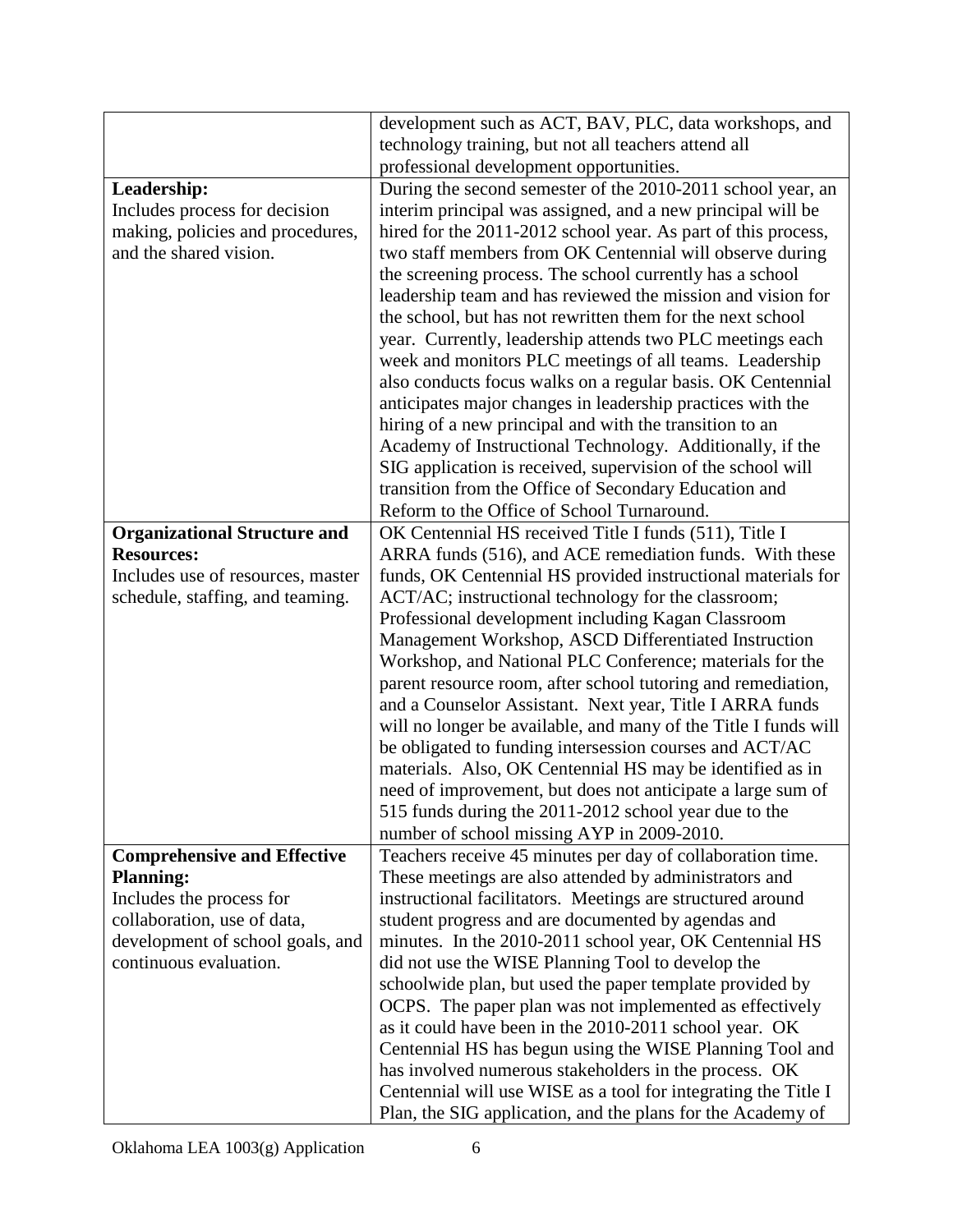| | |
|---|---|
| | development such as ACT, BAV, PLC, data workshops, and technology training, but not all teachers attend all professional development opportunities. |
| **Leadership:** Includes process for decision making, policies and procedures, and the shared vision. | During the second semester of the 2010-2011 school year, an interim principal was assigned, and a new principal will be hired for the 2011-2012 school year. As part of this process, two staff members from OK Centennial will observe during the screening process. The school currently has a school leadership team and has reviewed the mission and vision for the school, but has not rewritten them for the next school year. Currently, leadership attends two PLC meetings each week and monitors PLC meetings of all teams. Leadership also conducts focus walks on a regular basis. OK Centennial anticipates major changes in leadership practices with the hiring of a new principal and with the transition to an Academy of Instructional Technology. Additionally, if the SIG application is received, supervision of the school will transition from the Office of Secondary Education and Reform to the Office of School Turnaround. |
| **Organizational Structure and Resources:** Includes use of resources, master schedule, staffing, and teaming. | OK Centennial HS received Title I funds (511), Title I ARRA funds (516), and ACE remediation funds. With these funds, OK Centennial HS provided instructional materials for ACT/AC; instructional technology for the classroom; Professional development including Kagan Classroom Management Workshop, ASCD Differentiated Instruction Workshop, and National PLC Conference; materials for the parent resource room, after school tutoring and remediation, and a Counselor Assistant. Next year, Title I ARRA funds will no longer be available, and many of the Title I funds will be obligated to funding intersession courses and ACT/AC materials. Also, OK Centennial HS may be identified as in need of improvement, but does not anticipate a large sum of 515 funds during the 2011-2012 school year due to the number of school missing AYP in 2009-2010. |
| **Comprehensive and Effective Planning:** Includes the process for collaboration, use of data, development of school goals, and continuous evaluation. | Teachers receive 45 minutes per day of collaboration time. These meetings are also attended by administrators and instructional facilitators. Meetings are structured around student progress and are documented by agendas and minutes. In the 2010-2011 school year, OK Centennial HS did not use the WISE Planning Tool to develop the schoolwide plan, but used the paper template provided by OCPS. The paper plan was not implemented as effectively as it could have been in the 2010-2011 school year. OK Centennial HS has begun using the WISE Planning Tool and has involved numerous stakeholders in the process. OK Centennial will use WISE as a tool for integrating the Title I Plan, the SIG application, and the plans for the Academy of |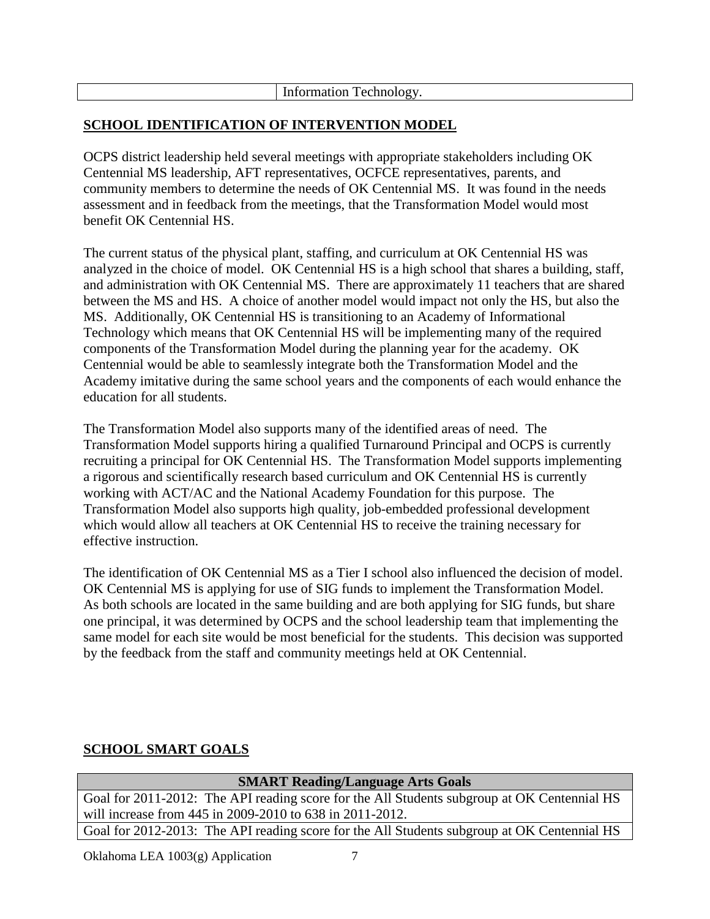| | Information Technology. |
|---|---|

## SCHOOL IDENTIFICATION OF INTERVENTION MODEL

OCPS district leadership held several meetings with appropriate stakeholders including OK Centennial MS leadership, AFT representatives, OCFCE representatives, parents, and community members to determine the needs of OK Centennial MS. It was found in the needs assessment and in feedback from the meetings, that the Transformation Model would most benefit OK Centennial HS.

The current status of the physical plant, staffing, and curriculum at OK Centennial HS was analyzed in the choice of model. OK Centennial HS is a high school that shares a building, staff, and administration with OK Centennial MS. There are approximately 11 teachers that are shared between the MS and HS. A choice of another model would impact not only the HS, but also the MS. Additionally, OK Centennial HS is transitioning to an Academy of Informational Technology which means that OK Centennial HS will be implementing many of the required components of the Transformation Model during the planning year for the academy. OK Centennial would be able to seamlessly integrate both the Transformation Model and the Academy imitative during the same school years and the components of each would enhance the education for all students.

The Transformation Model also supports many of the identified areas of need. The Transformation Model supports hiring a qualified Turnaround Principal and OCPS is currently recruiting a principal for OK Centennial HS. The Transformation Model supports implementing a rigorous and scientifically research based curriculum and OK Centennial HS is currently working with ACT/AC and the National Academy Foundation for this purpose. The Transformation Model also supports high quality, job-embedded professional development which would allow all teachers at OK Centennial HS to receive the training necessary for effective instruction.

The identification of OK Centennial MS as a Tier I school also influenced the decision of model. OK Centennial MS is applying for use of SIG funds to implement the Transformation Model. As both schools are located in the same building and are both applying for SIG funds, but share one principal, it was determined by OCPS and the school leadership team that implementing the same model for each site would be most beneficial for the students. This decision was supported by the feedback from the staff and community meetings held at OK Centennial.

## SCHOOL SMART GOALS

| SMART Reading/Language Arts Goals |
|---|
| Goal for 2011-2012: The API reading score for the All Students subgroup at OK Centennial HS will increase from 445 in 2009-2010 to 638 in 2011-2012. |
| Goal for 2012-2013: The API reading score for the All Students subgroup at OK Centennial HS |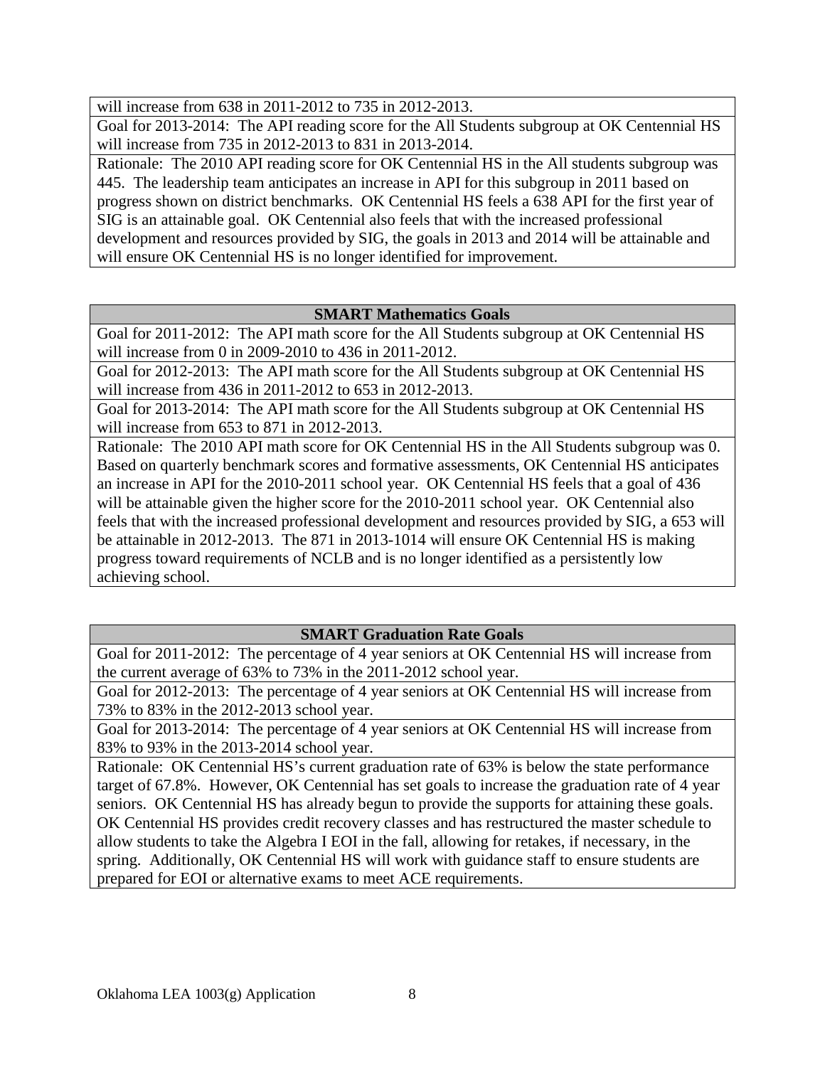| |
|---|
| will increase from 638 in 2011-2012 to 735 in 2012-2013. |
| Goal for 2013-2014: The API reading score for the All Students subgroup at OK Centennial HS will increase from 735 in 2012-2013 to 831 in 2013-2014. |
| Rationale: The 2010 API reading score for OK Centennial HS in the All students subgroup was 445. The leadership team anticipates an increase in API for this subgroup in 2011 based on progress shown on district benchmarks. OK Centennial HS feels a 638 API for the first year of SIG is an attainable goal. OK Centennial also feels that with the increased professional development and resources provided by SIG, the goals in 2013 and 2014 will be attainable and will ensure OK Centennial HS is no longer identified for improvement. |

| **SMART Mathematics Goals** |
|---|
| Goal for 2011-2012: The API math score for the All Students subgroup at OK Centennial HS will increase from 0 in 2009-2010 to 436 in 2011-2012. |
| Goal for 2012-2013: The API math score for the All Students subgroup at OK Centennial HS will increase from 436 in 2011-2012 to 653 in 2012-2013. |
| Goal for 2013-2014: The API math score for the All Students subgroup at OK Centennial HS will increase from 653 to 871 in 2012-2013. |
| Rationale: The 2010 API math score for OK Centennial HS in the All Students subgroup was 0. Based on quarterly benchmark scores and formative assessments, OK Centennial HS anticipates an increase in API for the 2010-2011 school year. OK Centennial HS feels that a goal of 436 will be attainable given the higher score for the 2010-2011 school year. OK Centennial also feels that with the increased professional development and resources provided by SIG, a 653 will be attainable in 2012-2013. The 871 in 2013-1014 will ensure OK Centennial HS is making progress toward requirements of NCLB and is no longer identified as a persistently low achieving school. |

| **SMART Graduation Rate Goals** |
|---|
| Goal for 2011-2012: The percentage of 4 year seniors at OK Centennial HS will increase from the current average of 63% to 73% in the 2011-2012 school year. |
| Goal for 2012-2013: The percentage of 4 year seniors at OK Centennial HS will increase from 73% to 83% in the 2012-2013 school year. |
| Goal for 2013-2014: The percentage of 4 year seniors at OK Centennial HS will increase from 83% to 93% in the 2013-2014 school year. |
| Rationale: OK Centennial HS's current graduation rate of 63% is below the state performance target of 67.8%. However, OK Centennial has set goals to increase the graduation rate of 4 year seniors. OK Centennial HS has already begun to provide the supports for attaining these goals. OK Centennial HS provides credit recovery classes and has restructured the master schedule to allow students to take the Algebra I EOI in the fall, allowing for retakes, if necessary, in the spring. Additionally, OK Centennial HS will work with guidance staff to ensure students are prepared for EOI or alternative exams to meet ACE requirements. |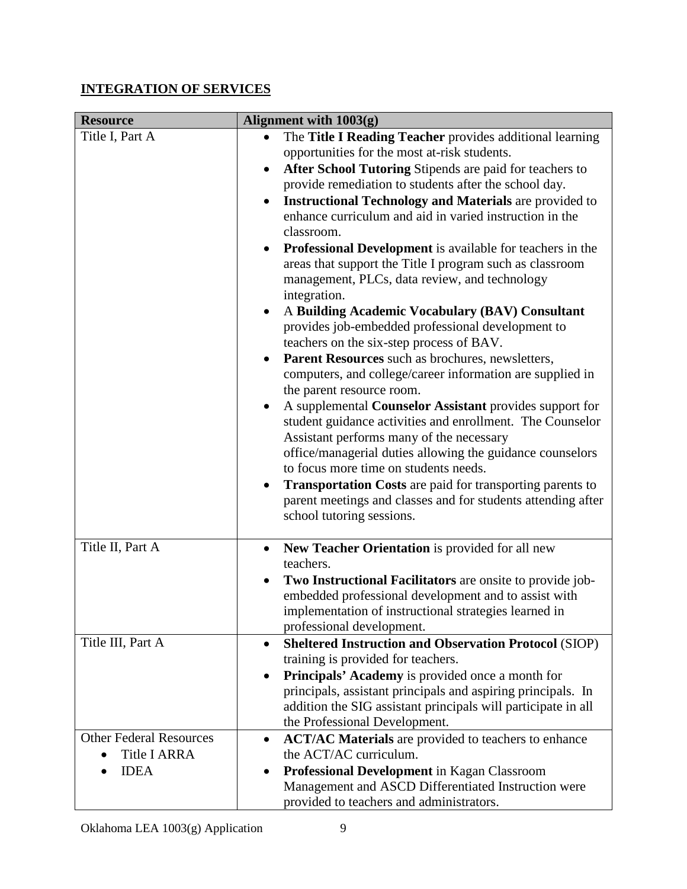## INTEGRATION OF SERVICES

| Resource | Alignment with 1003(g) |
| --- | --- |
| Title I, Part A | • The **Title I Reading Teacher** provides additional learning opportunities for the most at-risk students.<br>• **After School Tutoring** Stipends are paid for teachers to provide remediation to students after the school day.<br>• **Instructional Technology and Materials** are provided to enhance curriculum and aid in varied instruction in the classroom.<br>• **Professional Development** is available for teachers in the areas that support the Title I program such as classroom management, PLCs, data review, and technology integration.<br>• A **Building Academic Vocabulary (BAV) Consultant** provides job-embedded professional development to teachers on the six-step process of BAV.<br>• **Parent Resources** such as brochures, newsletters, computers, and college/career information are supplied in the parent resource room.<br>• A supplemental **Counselor Assistant** provides support for student guidance activities and enrollment. The Counselor Assistant performs many of the necessary office/managerial duties allowing the guidance counselors to focus more time on students needs.<br>• **Transportation Costs** are paid for transporting parents to parent meetings and classes and for students attending after school tutoring sessions. |
| Title II, Part A | • **New Teacher Orientation** is provided for all new teachers.<br>• **Two Instructional Facilitators** are onsite to provide job-embedded professional development and to assist with implementation of instructional strategies learned in professional development. |
| Title III, Part A | • **Sheltered Instruction and Observation Protocol** (SIOP) training is provided for teachers.<br>• **Principals' Academy** is provided once a month for principals, assistant principals and aspiring principals. In addition the SIG assistant principals will participate in all the Professional Development. |
| Other Federal Resources<br>• Title I ARRA<br>• IDEA | • **ACT/AC Materials** are provided to teachers to enhance the ACT/AC curriculum.<br>• **Professional Development** in Kagan Classroom Management and ASCD Differentiated Instruction were provided to teachers and administrators. |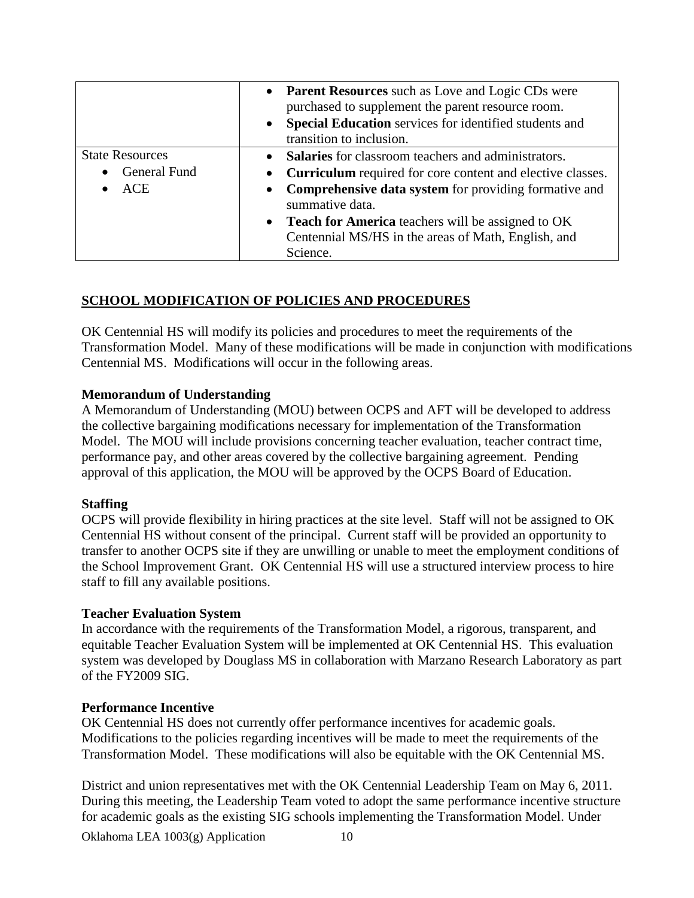| | |
|---|---|
| | • **Parent Resources** such as Love and Logic CDs were purchased to supplement the parent resource room.<br>• **Special Education** services for identified students and transition to inclusion. |
| State Resources<br>• General Fund<br>• ACE | • **Salaries** for classroom teachers and administrators.<br>• **Curriculum** required for core content and elective classes.<br>• **Comprehensive data system** for providing formative and summative data.<br>• **Teach for America** teachers will be assigned to OK Centennial MS/HS in the areas of Math, English, and Science. |

## SCHOOL MODIFICATION OF POLICIES AND PROCEDURES

OK Centennial HS will modify its policies and procedures to meet the requirements of the Transformation Model. Many of these modifications will be made in conjunction with modifications Centennial MS. Modifications will occur in the following areas.

### Memorandum of Understanding

A Memorandum of Understanding (MOU) between OCPS and AFT will be developed to address the collective bargaining modifications necessary for implementation of the Transformation Model. The MOU will include provisions concerning teacher evaluation, teacher contract time, performance pay, and other areas covered by the collective bargaining agreement. Pending approval of this application, the MOU will be approved by the OCPS Board of Education.

### Staffing

OCPS will provide flexibility in hiring practices at the site level. Staff will not be assigned to OK Centennial HS without consent of the principal. Current staff will be provided an opportunity to transfer to another OCPS site if they are unwilling or unable to meet the employment conditions of the School Improvement Grant. OK Centennial HS will use a structured interview process to hire staff to fill any available positions.

### Teacher Evaluation System

In accordance with the requirements of the Transformation Model, a rigorous, transparent, and equitable Teacher Evaluation System will be implemented at OK Centennial HS. This evaluation system was developed by Douglass MS in collaboration with Marzano Research Laboratory as part of the FY2009 SIG.

### Performance Incentive

OK Centennial HS does not currently offer performance incentives for academic goals. Modifications to the policies regarding incentives will be made to meet the requirements of the Transformation Model. These modifications will also be equitable with the OK Centennial MS.

District and union representatives met with the OK Centennial Leadership Team on May 6, 2011. During this meeting, the Leadership Team voted to adopt the same performance incentive structure for academic goals as the existing SIG schools implementing the Transformation Model. Under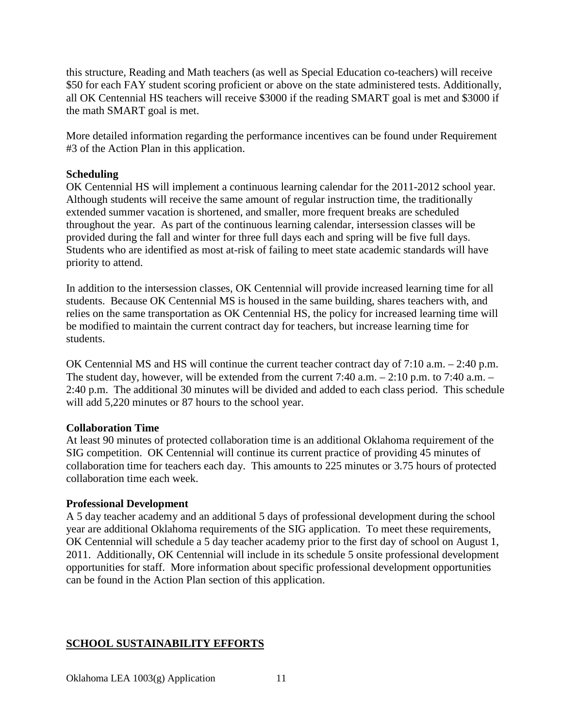this structure, Reading and Math teachers (as well as Special Education co-teachers) will receive $50 for each FAY student scoring proficient or above on the state administered tests. Additionally, all OK Centennial HS teachers will receive $3000 if the reading SMART goal is met and $3000 if the math SMART goal is met.

More detailed information regarding the performance incentives can be found under Requirement #3 of the Action Plan in this application.

**Scheduling**

OK Centennial HS will implement a continuous learning calendar for the 2011-2012 school year. Although students will receive the same amount of regular instruction time, the traditionally extended summer vacation is shortened, and smaller, more frequent breaks are scheduled throughout the year. As part of the continuous learning calendar, intersession classes will be provided during the fall and winter for three full days each and spring will be five full days. Students who are identified as most at-risk of failing to meet state academic standards will have priority to attend.

In addition to the intersession classes, OK Centennial will provide increased learning time for all students. Because OK Centennial MS is housed in the same building, shares teachers with, and relies on the same transportation as OK Centennial HS, the policy for increased learning time will be modified to maintain the current contract day for teachers, but increase learning time for students.

OK Centennial MS and HS will continue the current teacher contract day of 7:10 a.m. – 2:40 p.m. The student day, however, will be extended from the current 7:40 a.m. – 2:10 p.m. to 7:40 a.m. – 2:40 p.m. The additional 30 minutes will be divided and added to each class period. This schedule will add 5,220 minutes or 87 hours to the school year.

**Collaboration Time**

At least 90 minutes of protected collaboration time is an additional Oklahoma requirement of the SIG competition. OK Centennial will continue its current practice of providing 45 minutes of collaboration time for teachers each day. This amounts to 225 minutes or 3.75 hours of protected collaboration time each week.

**Professional Development**

A 5 day teacher academy and an additional 5 days of professional development during the school year are additional Oklahoma requirements of the SIG application. To meet these requirements, OK Centennial will schedule a 5 day teacher academy prior to the first day of school on August 1, 2011. Additionally, OK Centennial will include in its schedule 5 onsite professional development opportunities for staff. More information about specific professional development opportunities can be found in the Action Plan section of this application.

## SCHOOL SUSTAINABILITY EFFORTS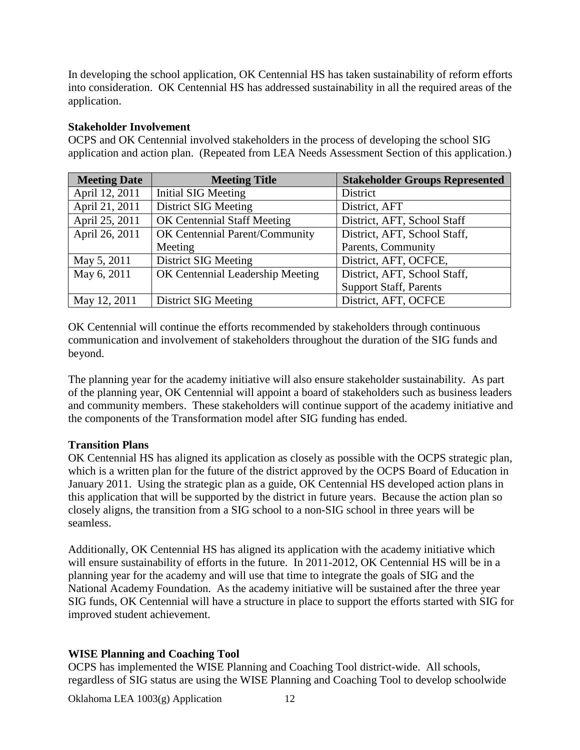In developing the school application, OK Centennial HS has taken sustainability of reform efforts into consideration. OK Centennial HS has addressed sustainability in all the required areas of the application.

**Stakeholder Involvement**

OCPS and OK Centennial involved stakeholders in the process of developing the school SIG application and action plan. (Repeated from LEA Needs Assessment Section of this application.)

| Meeting Date | Meeting Title | Stakeholder Groups Represented |
|---|---|---|
| April 12, 2011 | Initial SIG Meeting | District |
| April 21, 2011 | District SIG Meeting | District, AFT |
| April 25, 2011 | OK Centennial Staff Meeting | District, AFT, School Staff |
| April 26, 2011 | OK Centennial Parent/Community Meeting | District, AFT, School Staff, Parents, Community |
| May 5, 2011 | District SIG Meeting | District, AFT, OCFCE, |
| May 6, 2011 | OK Centennial Leadership Meeting | District, AFT, School Staff, Support Staff, Parents |
| May 12, 2011 | District SIG Meeting | District, AFT, OCFCE |

OK Centennial will continue the efforts recommended by stakeholders through continuous communication and involvement of stakeholders throughout the duration of the SIG funds and beyond.

The planning year for the academy initiative will also ensure stakeholder sustainability. As part of the planning year, OK Centennial will appoint a board of stakeholders such as business leaders and community members. These stakeholders will continue support of the academy initiative and the components of the Transformation model after SIG funding has ended.

**Transition Plans**

OK Centennial HS has aligned its application as closely as possible with the OCPS strategic plan, which is a written plan for the future of the district approved by the OCPS Board of Education in January 2011. Using the strategic plan as a guide, OK Centennial HS developed action plans in this application that will be supported by the district in future years. Because the action plan so closely aligns, the transition from a SIG school to a non-SIG school in three years will be seamless.

Additionally, OK Centennial HS has aligned its application with the academy initiative which will ensure sustainability of efforts in the future. In 2011-2012, OK Centennial HS will be in a planning year for the academy and will use that time to integrate the goals of SIG and the National Academy Foundation. As the academy initiative will be sustained after the three year SIG funds, OK Centennial will have a structure in place to support the efforts started with SIG for improved student achievement.

**WISE Planning and Coaching Tool**

OCPS has implemented the WISE Planning and Coaching Tool district-wide. All schools, regardless of SIG status are using the WISE Planning and Coaching Tool to develop schoolwide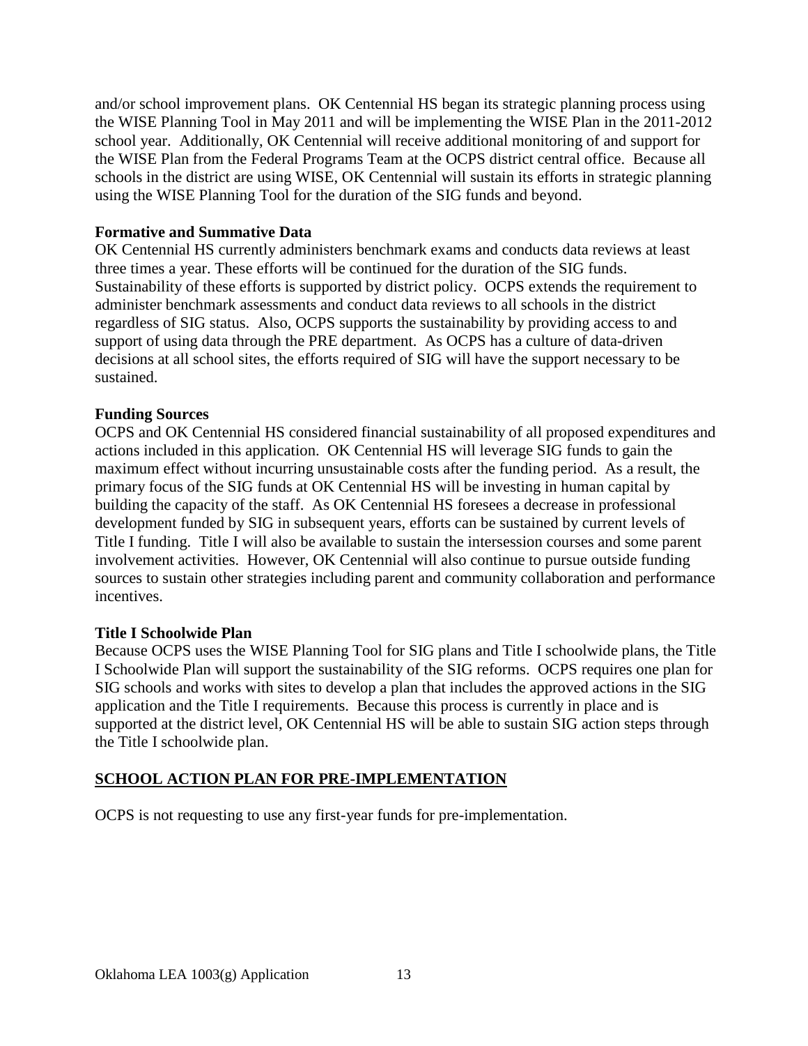and/or school improvement plans. OK Centennial HS began its strategic planning process using the WISE Planning Tool in May 2011 and will be implementing the WISE Plan in the 2011-2012 school year. Additionally, OK Centennial will receive additional monitoring of and support for the WISE Plan from the Federal Programs Team at the OCPS district central office. Because all schools in the district are using WISE, OK Centennial will sustain its efforts in strategic planning using the WISE Planning Tool for the duration of the SIG funds and beyond.

**Formative and Summative Data**

OK Centennial HS currently administers benchmark exams and conducts data reviews at least three times a year. These efforts will be continued for the duration of the SIG funds. Sustainability of these efforts is supported by district policy. OCPS extends the requirement to administer benchmark assessments and conduct data reviews to all schools in the district regardless of SIG status. Also, OCPS supports the sustainability by providing access to and support of using data through the PRE department. As OCPS has a culture of data-driven decisions at all school sites, the efforts required of SIG will have the support necessary to be sustained.

**Funding Sources**

OCPS and OK Centennial HS considered financial sustainability of all proposed expenditures and actions included in this application. OK Centennial HS will leverage SIG funds to gain the maximum effect without incurring unsustainable costs after the funding period. As a result, the primary focus of the SIG funds at OK Centennial HS will be investing in human capital by building the capacity of the staff. As OK Centennial HS foresees a decrease in professional development funded by SIG in subsequent years, efforts can be sustained by current levels of Title I funding. Title I will also be available to sustain the intersession courses and some parent involvement activities. However, OK Centennial will also continue to pursue outside funding sources to sustain other strategies including parent and community collaboration and performance incentives.

**Title I Schoolwide Plan**

Because OCPS uses the WISE Planning Tool for SIG plans and Title I schoolwide plans, the Title I Schoolwide Plan will support the sustainability of the SIG reforms. OCPS requires one plan for SIG schools and works with sites to develop a plan that includes the approved actions in the SIG application and the Title I requirements. Because this process is currently in place and is supported at the district level, OK Centennial HS will be able to sustain SIG action steps through the Title I schoolwide plan.

## SCHOOL ACTION PLAN FOR PRE-IMPLEMENTATION

OCPS is not requesting to use any first-year funds for pre-implementation.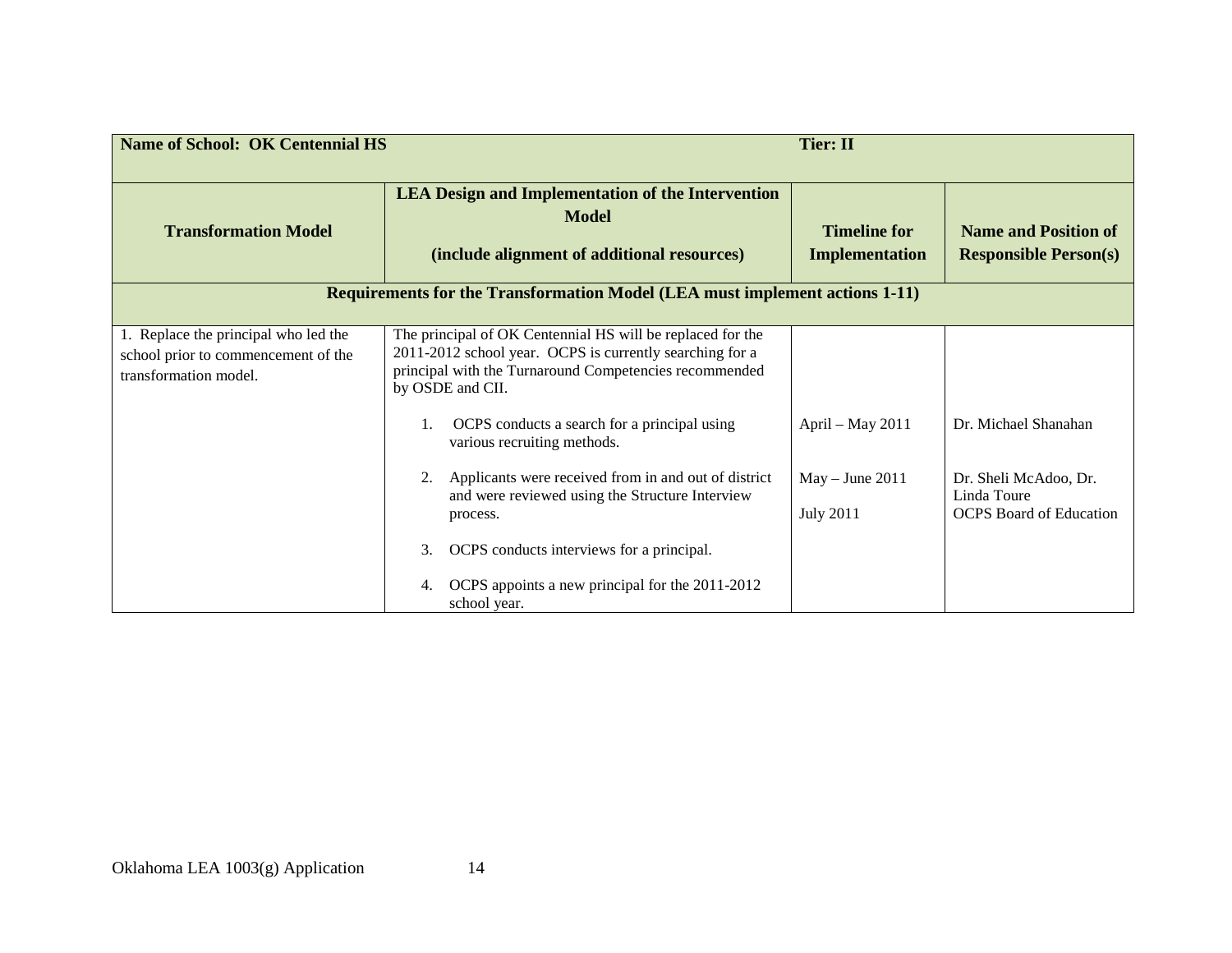| Name of School: OK Centennial HS | | Tier: II | |
|---|---|---|---|
| **Transformation Model** | **LEA Design and Implementation of the Intervention Model**<br><br>**(include alignment of additional resources)** | **Timeline for Implementation** | **Name and Position of Responsible Person(s)** |
| **Requirements for the Transformation Model (LEA must implement actions 1-11)** | | | |
| 1. Replace the principal who led the school prior to commencement of the transformation model. | The principal of OK Centennial HS will be replaced for the 2011-2012 school year. OCPS is currently searching for a principal with the Turnaround Competencies recommended by OSDE and CII. | | |
| | 1. OCPS conducts a search for a principal using various recruiting methods. | April – May 2011 | Dr. Michael Shanahan |
| | 2. Applicants were received from in and out of district and were reviewed using the Structure Interview process. | May – June 2011 | Dr. Sheli McAdoo, Dr. Linda Toure |
| | 3. OCPS conducts interviews for a principal. | July 2011 | OCPS Board of Education |
| | 4. OCPS appoints a new principal for the 2011-2012 school year. | | |

Oklahoma LEA 1003(g) Application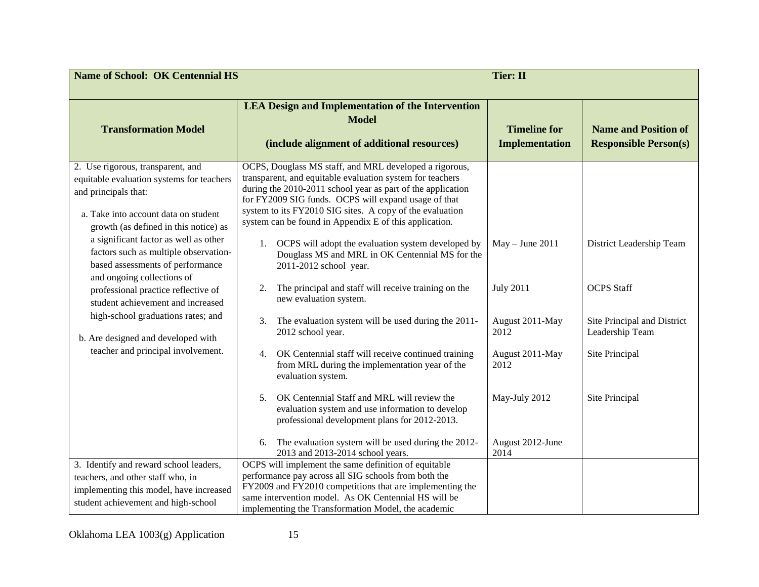| **Name of School: OK Centennial HS** | | **Tier: II** | |
|---|---|---|---|
| **Transformation Model** | **LEA Design and Implementation of the Intervention Model (include alignment of additional resources)** | **Timeline for Implementation** | **Name and Position of Responsible Person(s)** |
| 2. Use rigorous, transparent, and equitable evaluation systems for teachers and principals that:<br><br>a. Take into account data on student growth (as defined in this notice) as a significant factor as well as other factors such as multiple observation-based assessments of performance and ongoing collections of professional practice reflective of student achievement and increased high-school graduations rates; and<br><br>b. Are designed and developed with teacher and principal involvement. | OCPS, Douglass MS staff, and MRL developed a rigorous, transparent, and equitable evaluation system for teachers during the 2010-2011 school year as part of the application for FY2009 SIG funds. OCPS will expand usage of that system to its FY2010 SIG sites. A copy of the evaluation system can be found in Appendix E of this application. | | |
| | 1. OCPS will adopt the evaluation system developed by Douglass MS and MRL in OK Centennial MS for the 2011-2012 school year. | May – June 2011 | District Leadership Team |
| | 2. The principal and staff will receive training on the new evaluation system. | July 2011 | OCPS Staff |
| | 3. The evaluation system will be used during the 2011-2012 school year. | August 2011-May 2012 | Site Principal and District Leadership Team |
| | 4. OK Centennial staff will receive continued training from MRL during the implementation year of the evaluation system. | August 2011-May 2012 | Site Principal |
| | 5. OK Centennial Staff and MRL will review the evaluation system and use information to develop professional development plans for 2012-2013. | May-July 2012 | Site Principal |
| | 6. The evaluation system will be used during the 2012-2013 and 2013-2014 school years. | August 2012-June 2014 | |
| 3. Identify and reward school leaders, teachers, and other staff who, in implementing this model, have increased student achievement and high-school | OCPS will implement the same definition of equitable performance pay across all SIG schools from both the FY2009 and FY2010 competitions that are implementing the same intervention model. As OK Centennial HS will be implementing the Transformation Model, the academic | | |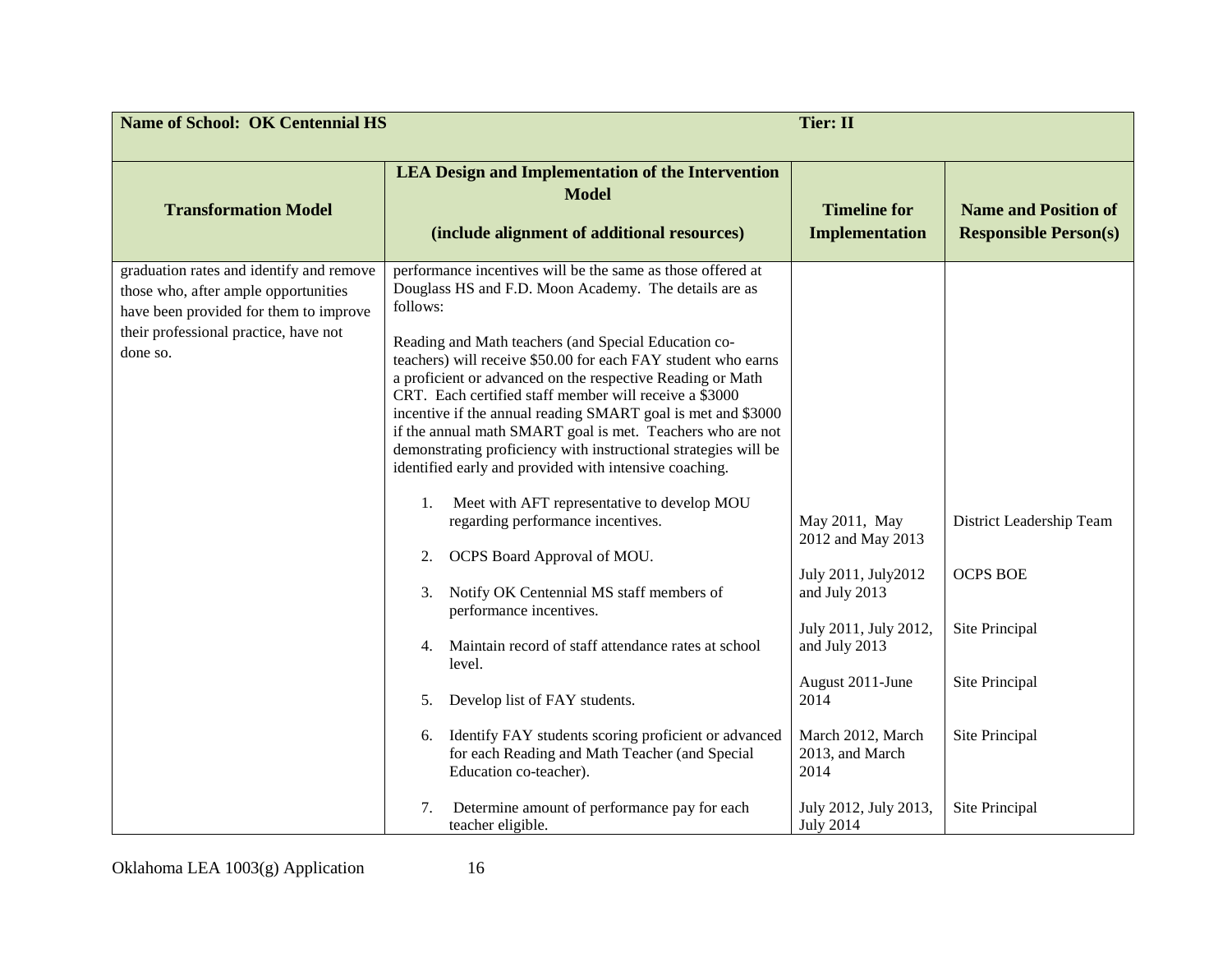| Name of School: OK Centennial HS | | Tier: II | |
|---|---|---|---|
| **Transformation Model** | **LEA Design and Implementation of the Intervention Model**<br><br>**(include alignment of additional resources)** | **Timeline for Implementation** | **Name and Position of Responsible Person(s)** |
| graduation rates and identify and remove those who, after ample opportunities have been provided for them to improve their professional practice, have not done so. | performance incentives will be the same as those offered at Douglass HS and F.D. Moon Academy. The details are as follows:<br><br>Reading and Math teachers (and Special Education co-teachers) will receive $50.00 for each FAY student who earns a proficient or advanced on the respective Reading or Math CRT. Each certified staff member will receive a $3000 incentive if the annual reading SMART goal is met and $3000 if the annual math SMART goal is met. Teachers who are not demonstrating proficiency with instructional strategies will be identified early and provided with intensive coaching. | | |
| | 1. Meet with AFT representative to develop MOU regarding performance incentives. | May 2011, May 2012 and May 2013 | District Leadership Team |
| | 2. OCPS Board Approval of MOU. | July 2011, July2012 and July 2013 | OCPS BOE |
| | 3. Notify OK Centennial MS staff members of performance incentives. | July 2011, July 2012, and July 2013 | Site Principal |
| | 4. Maintain record of staff attendance rates at school level. | August 2011-June 2014 | Site Principal |
| | 5. Develop list of FAY students. | | |
| | 6. Identify FAY students scoring proficient or advanced for each Reading and Math Teacher (and Special Education co-teacher). | March 2012, March 2013, and March 2014 | Site Principal |
| | 7. Determine amount of performance pay for each teacher eligible. | July 2012, July 2013, July 2014 | Site Principal |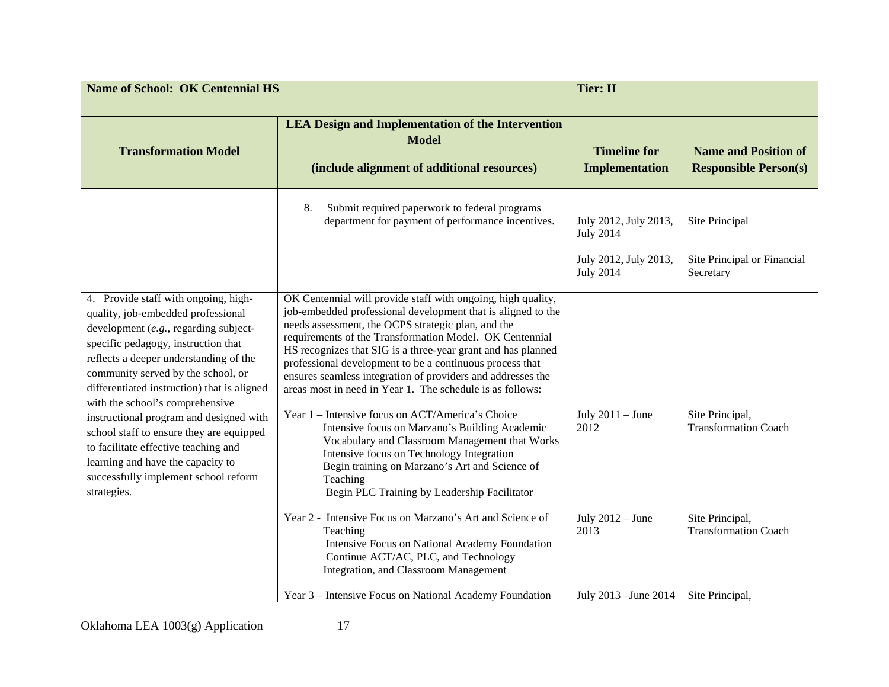| **Name of School: OK Centennial HS** | | **Tier: II** | |
|---|---|---|---|
| **Transformation Model** | **LEA Design and Implementation of the Intervention Model**<br><br>**(include alignment of additional resources)** | **Timeline for Implementation** | **Name and Position of Responsible Person(s)** |
| | 8. Submit required paperwork to federal programs department for payment of performance incentives. | July 2012, July 2013, July 2014<br><br>July 2012, July 2013, July 2014 | Site Principal<br><br>Site Principal or Financial Secretary |
| 4. Provide staff with ongoing, high-quality, job-embedded professional development (*e.g.*, regarding subject-specific pedagogy, instruction that reflects a deeper understanding of the community served by the school, or differentiated instruction) that is aligned with the school's comprehensive instructional program and designed with school staff to ensure they are equipped to facilitate effective teaching and learning and have the capacity to successfully implement school reform strategies. | OK Centennial will provide staff with ongoing, high quality, job-embedded professional development that is aligned to the needs assessment, the OCPS strategic plan, and the requirements of the Transformation Model. OK Centennial HS recognizes that SIG is a three-year grant and has planned professional development to be a continuous process that ensures seamless integration of providers and addresses the areas most in need in Year 1. The schedule is as follows: | | |
| | Year 1 – Intensive focus on ACT/America's Choice<br>Intensive focus on Marzano's Building Academic Vocabulary and Classroom Management that Works<br>Intensive focus on Technology Integration<br>Begin training on Marzano's Art and Science of Teaching<br>Begin PLC Training by Leadership Facilitator | July 2011 – June 2012 | Site Principal, Transformation Coach |
| | Year 2 - Intensive Focus on Marzano's Art and Science of Teaching<br>Intensive Focus on National Academy Foundation<br>Continue ACT/AC, PLC, and Technology Integration, and Classroom Management | July 2012 – June 2013 | Site Principal, Transformation Coach |
| | Year 3 – Intensive Focus on National Academy Foundation | July 2013 –June 2014 | Site Principal, |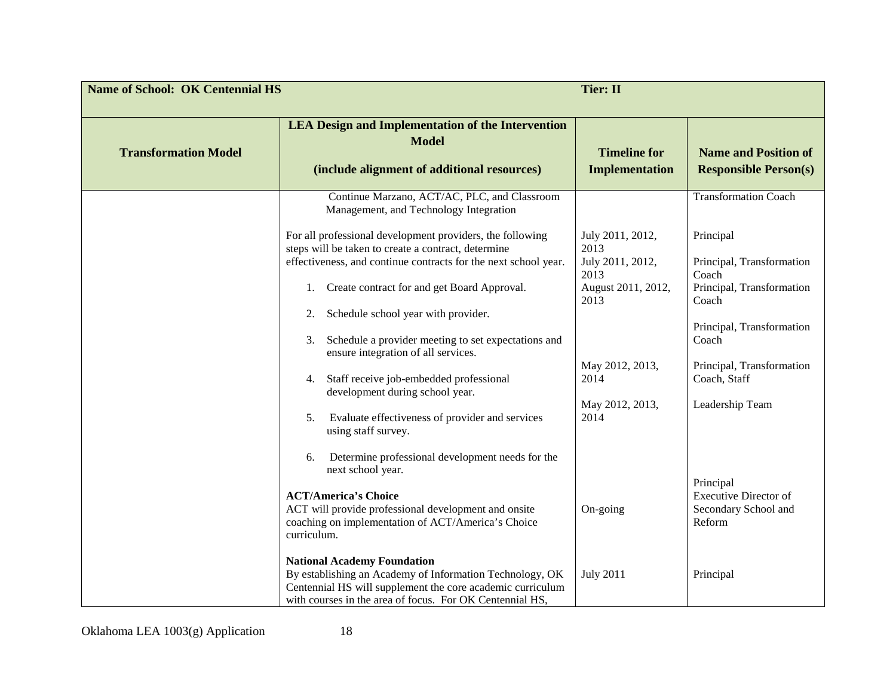| Name of School: OK Centennial HS | | Tier: II | |
|---|---|---|---|
| **Transformation Model** | **LEA Design and Implementation of the Intervention Model**<br><br>**(include alignment of additional resources)** | **Timeline for Implementation** | **Name and Position of Responsible Person(s)** |
| | Continue Marzano, ACT/AC, PLC, and Classroom Management, and Technology Integration<br><br>For all professional development providers, the following steps will be taken to create a contract, determine effectiveness, and continue contracts for the next school year.<br><br>1. Create contract for and get Board Approval.<br>2. Schedule school year with provider.<br>3. Schedule a provider meeting to set expectations and ensure integration of all services.<br>4. Staff receive job-embedded professional development during school year.<br>5. Evaluate effectiveness of provider and services using staff survey.<br>6. Determine professional development needs for the next school year. | <br><br>July 2011, 2012, 2013<br>July 2011, 2012, 2013<br>August 2011, 2012, 2013<br><br><br>May 2012, 2013, 2014<br>May 2012, 2013, 2014 | Transformation Coach<br><br>Principal<br><br>Principal, Transformation Coach<br>Principal, Transformation Coach<br>Principal, Transformation Coach<br>Principal, Transformation Coach, Staff<br>Leadership Team |
| | **ACT/America's Choice**<br>ACT will provide professional development and onsite coaching on implementation of ACT/America's Choice curriculum. | On-going | Principal<br>Executive Director of Secondary School and Reform |
| | **National Academy Foundation**<br>By establishing an Academy of Information Technology, OK Centennial HS will supplement the core academic curriculum with courses in the area of focus. For OK Centennial HS, | July 2011 | Principal |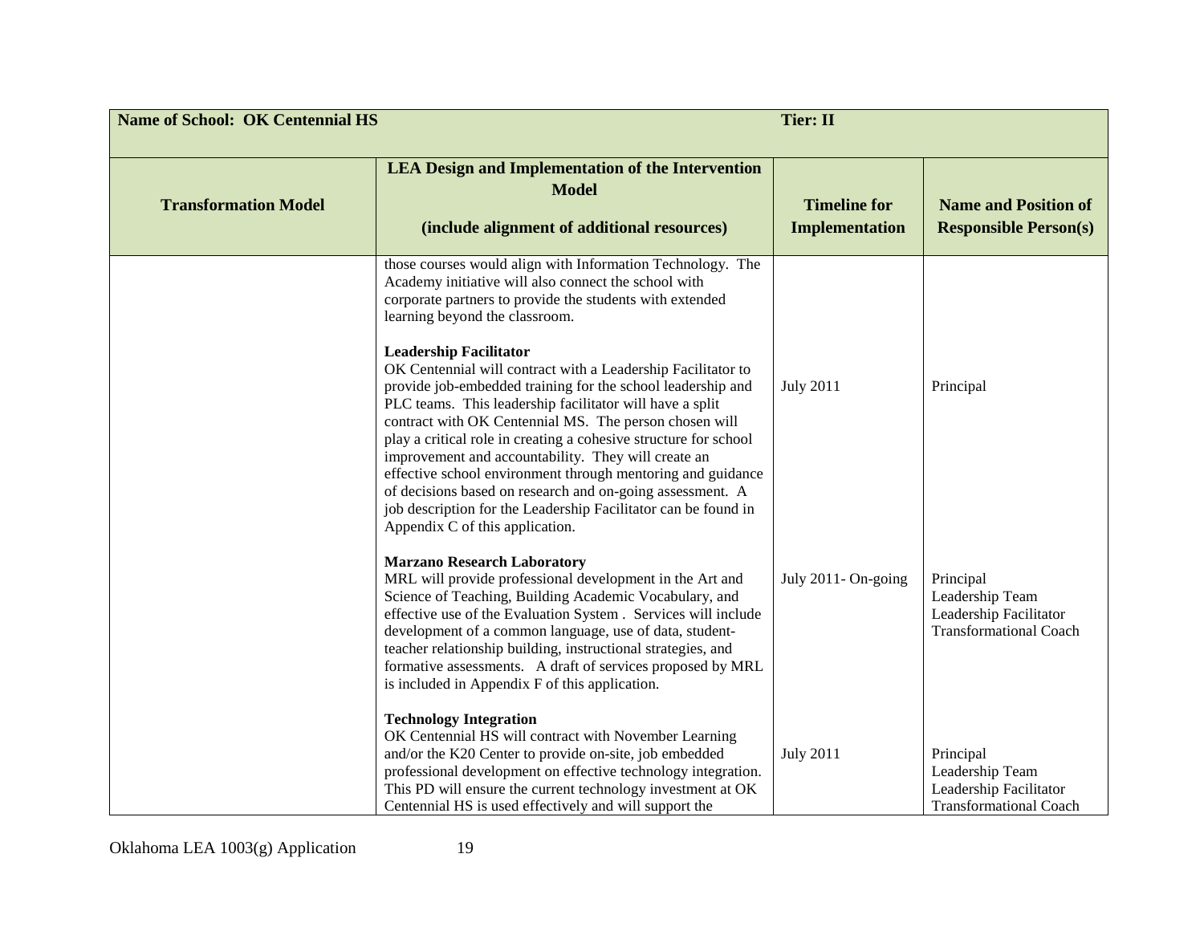| **Name of School: OK Centennial HS** | | **Tier: II** | |
|---|---|---|---|
| **Transformation Model** | **LEA Design and Implementation of the Intervention Model**<br><br>**(include alignment of additional resources)** | **Timeline for Implementation** | **Name and Position of Responsible Person(s)** |
| | those courses would align with Information Technology. The Academy initiative will also connect the school with corporate partners to provide the students with extended learning beyond the classroom. | | |
| | **Leadership Facilitator**<br>OK Centennial will contract with a Leadership Facilitator to provide job-embedded training for the school leadership and PLC teams. This leadership facilitator will have a split contract with OK Centennial MS. The person chosen will play a critical role in creating a cohesive structure for school improvement and accountability. They will create an effective school environment through mentoring and guidance of decisions based on research and on-going assessment. A job description for the Leadership Facilitator can be found in Appendix C of this application. | July 2011 | Principal |
| | **Marzano Research Laboratory**<br>MRL will provide professional development in the Art and Science of Teaching, Building Academic Vocabulary, and effective use of the Evaluation System . Services will include development of a common language, use of data, student-teacher relationship building, instructional strategies, and formative assessments. A draft of services proposed by MRL is included in Appendix F of this application. | July 2011- On-going | Principal<br>Leadership Team<br>Leadership Facilitator<br>Transformational Coach |
| | **Technology Integration**<br>OK Centennial HS will contract with November Learning and/or the K20 Center to provide on-site, job embedded professional development on effective technology integration. This PD will ensure the current technology investment at OK Centennial HS is used effectively and will support the | July 2011 | Principal<br>Leadership Team<br>Leadership Facilitator<br>Transformational Coach |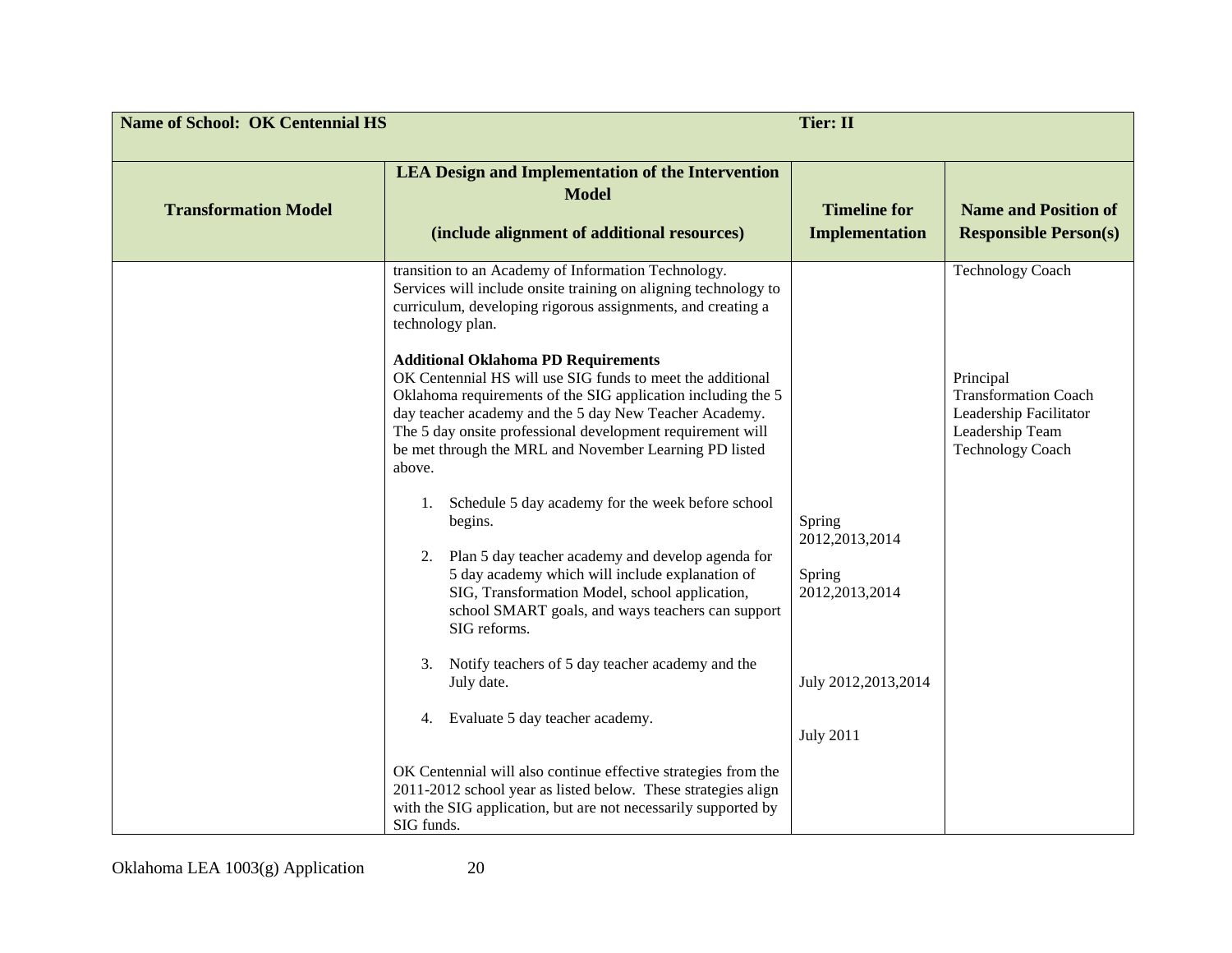| Name of School: OK Centennial HS | | Tier: II | |
|---|---|---|---|
| **Transformation Model** | **LEA Design and Implementation of the Intervention Model**<br><br>**(include alignment of additional resources)** | **Timeline for Implementation** | **Name and Position of Responsible Person(s)** |
| | transition to an Academy of Information Technology. Services will include onsite training on aligning technology to curriculum, developing rigorous assignments, and creating a technology plan. | | Technology Coach |
| | **Additional Oklahoma PD Requirements**<br>OK Centennial HS will use SIG funds to meet the additional Oklahoma requirements of the SIG application including the 5 day teacher academy and the 5 day New Teacher Academy. The 5 day onsite professional development requirement will be met through the MRL and November Learning PD listed above. | | Principal<br>Transformation Coach<br>Leadership Facilitator<br>Leadership Team<br>Technology Coach |
| | 1. Schedule 5 day academy for the week before school begins. | Spring 2012,2013,2014 | |
| | 2. Plan 5 day teacher academy and develop agenda for 5 day academy which will include explanation of SIG, Transformation Model, school application, school SMART goals, and ways teachers can support SIG reforms. | Spring 2012,2013,2014 | |
| | 3. Notify teachers of 5 day teacher academy and the July date. | July 2012,2013,2014 | |
| | 4. Evaluate 5 day teacher academy. | July 2011 | |
| | OK Centennial will also continue effective strategies from the 2011-2012 school year as listed below. These strategies align with the SIG application, but are not necessarily supported by SIG funds. | | |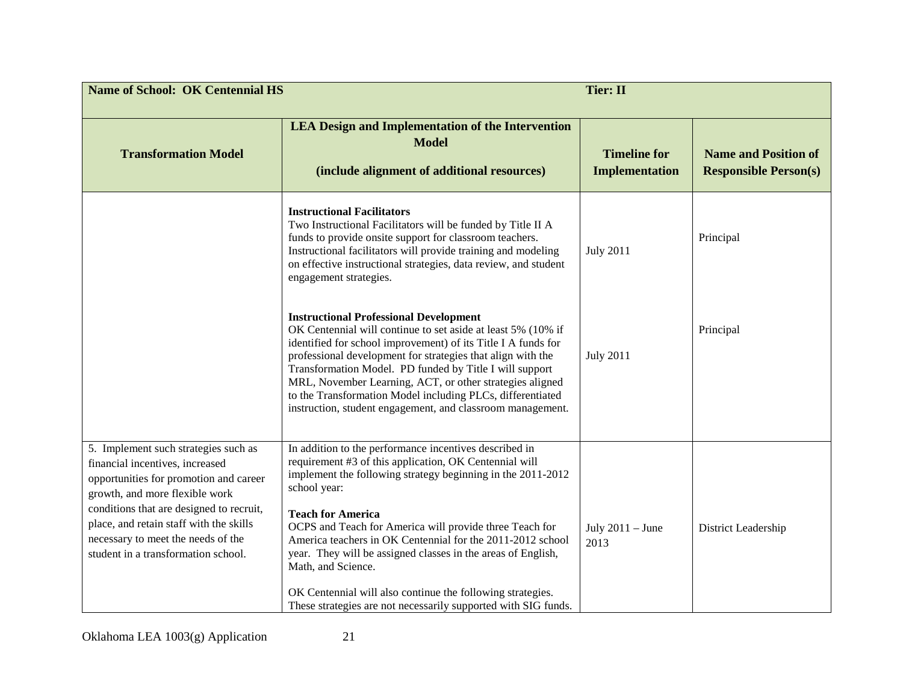| Name of School: OK Centennial HS | | Tier: II | |
|---|---|---|---|
| **Transformation Model** | **LEA Design and Implementation of the Intervention Model**<br><br>**(include alignment of additional resources)** | **Timeline for Implementation** | **Name and Position of Responsible Person(s)** |
| | **Instructional Facilitators**<br>Two Instructional Facilitators will be funded by Title II A funds to provide onsite support for classroom teachers. Instructional facilitators will provide training and modeling on effective instructional strategies, data review, and student engagement strategies. | July 2011 | Principal |
| | **Instructional Professional Development**<br>OK Centennial will continue to set aside at least 5% (10% if identified for school improvement) of its Title I A funds for professional development for strategies that align with the Transformation Model. PD funded by Title I will support MRL, November Learning, ACT, or other strategies aligned to the Transformation Model including PLCs, differentiated instruction, student engagement, and classroom management. | July 2011 | Principal |
| 5. Implement such strategies such as financial incentives, increased opportunities for promotion and career growth, and more flexible work conditions that are designed to recruit, place, and retain staff with the skills necessary to meet the needs of the student in a transformation school. | In addition to the performance incentives described in requirement #3 of this application, OK Centennial will implement the following strategy beginning in the 2011-2012 school year:<br><br>**Teach for America**<br>OCPS and Teach for America will provide three Teach for America teachers in OK Centennial for the 2011-2012 school year. They will be assigned classes in the areas of English, Math, and Science.<br><br>OK Centennial will also continue the following strategies. These strategies are not necessarily supported with SIG funds. | July 2011 – June 2013 | District Leadership |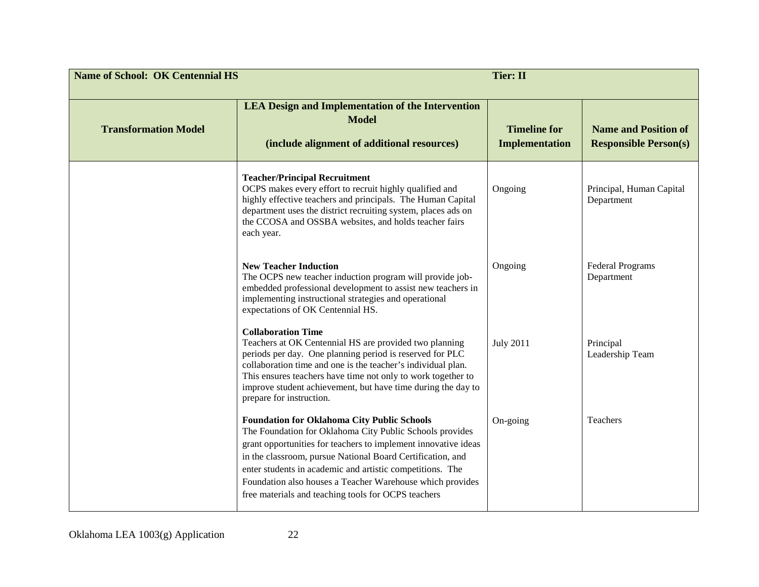| Name of School: OK Centennial HS | | Tier: II | |
|---|---|---|---|
| **Transformation Model** | **LEA Design and Implementation of the Intervention Model**<br><br>**(include alignment of additional resources)** | **Timeline for Implementation** | **Name and Position of Responsible Person(s)** |
| | **Teacher/Principal Recruitment**<br>OCPS makes every effort to recruit highly qualified and highly effective teachers and principals. The Human Capital department uses the district recruiting system, places ads on the CCOSA and OSSBA websites, and holds teacher fairs each year. | Ongoing | Principal, Human Capital Department |
| | **New Teacher Induction**<br>The OCPS new teacher induction program will provide job-embedded professional development to assist new teachers in implementing instructional strategies and operational expectations of OK Centennial HS. | Ongoing | Federal Programs Department |
| | **Collaboration Time**<br>Teachers at OK Centennial HS are provided two planning periods per day. One planning period is reserved for PLC collaboration time and one is the teacher's individual plan. This ensures teachers have time not only to work together to improve student achievement, but have time during the day to prepare for instruction. | July 2011 | Principal<br>Leadership Team |
| | **Foundation for Oklahoma City Public Schools**<br>The Foundation for Oklahoma City Public Schools provides grant opportunities for teachers to implement innovative ideas in the classroom, pursue National Board Certification, and enter students in academic and artistic competitions. The Foundation also houses a Teacher Warehouse which provides free materials and teaching tools for OCPS teachers | On-going | Teachers |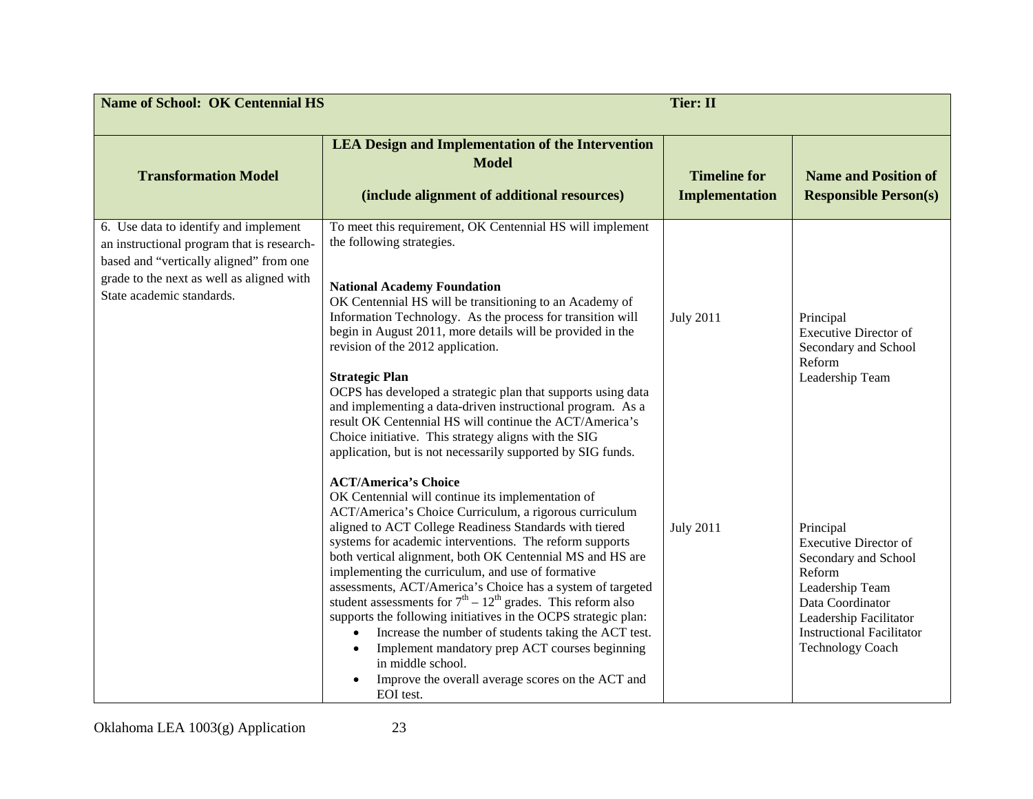| Name of School: OK Centennial HS | | Tier: II | |
|---|---|---|---|
| **Transformation Model** | **LEA Design and Implementation of the Intervention Model**<br><br>**(include alignment of additional resources)** | **Timeline for Implementation** | **Name and Position of Responsible Person(s)** |
| 6. Use data to identify and implement an instructional program that is research-based and "vertically aligned" from one grade to the next as well as aligned with State academic standards. | To meet this requirement, OK Centennial HS will implement the following strategies.<br><br>**National Academy Foundation**<br>OK Centennial HS will be transitioning to an Academy of Information Technology. As the process for transition will begin in August 2011, more details will be provided in the revision of the 2012 application.<br><br>**Strategic Plan**<br>OCPS has developed a strategic plan that supports using data and implementing a data-driven instructional program. As a result OK Centennial HS will continue the ACT/America's Choice initiative. This strategy aligns with the SIG application, but is not necessarily supported by SIG funds. | July 2011 | Principal<br>Executive Director of Secondary and School Reform<br>Leadership Team |
| | **ACT/America's Choice**<br>OK Centennial will continue its implementation of ACT/America's Choice Curriculum, a rigorous curriculum aligned to ACT College Readiness Standards with tiered systems for academic interventions. The reform supports both vertical alignment, both OK Centennial MS and HS are implementing the curriculum, and use of formative assessments, ACT/America's Choice has a system of targeted student assessments for 7th – 12th grades. This reform also supports the following initiatives in the OCPS strategic plan:<br>• Increase the number of students taking the ACT test.<br>• Implement mandatory prep ACT courses beginning in middle school.<br>• Improve the overall average scores on the ACT and EOI test. | July 2011 | Principal<br>Executive Director of Secondary and School Reform<br>Leadership Team<br>Data Coordinator<br>Leadership Facilitator<br>Instructional Facilitator<br>Technology Coach |

Oklahoma LEA 1003(g) Application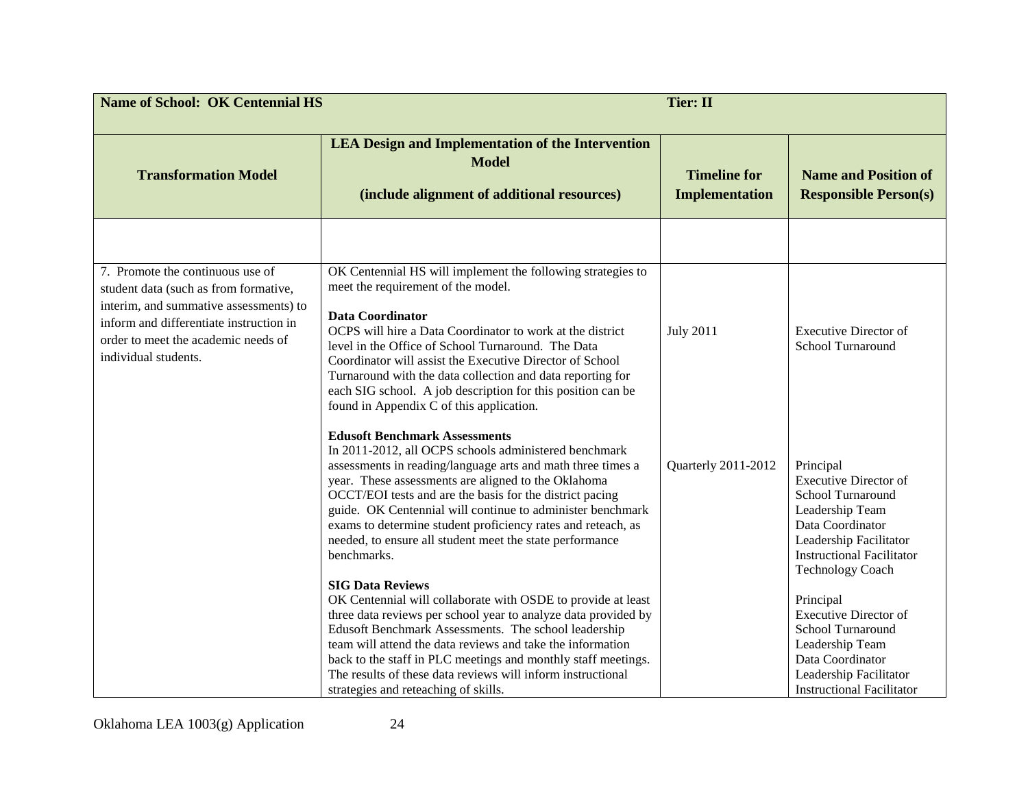| Name of School: OK Centennial HS | | Tier: II | |
|---|---|---|---|
| **Transformation Model** | **LEA Design and Implementation of the Intervention Model**<br><br>**(include alignment of additional resources)** | **Timeline for Implementation** | **Name and Position of Responsible Person(s)** |
| | | | |
| 7. Promote the continuous use of student data (such as from formative, interim, and summative assessments) to inform and differentiate instruction in order to meet the academic needs of individual students. | OK Centennial HS will implement the following strategies to meet the requirement of the model.<br><br>**Data Coordinator**<br>OCPS will hire a Data Coordinator to work at the district level in the Office of School Turnaround. The Data Coordinator will assist the Executive Director of School Turnaround with the data collection and data reporting for each SIG school. A job description for this position can be found in Appendix C of this application. | July 2011 | Executive Director of School Turnaround |
| | **Edusoft Benchmark Assessments**<br>In 2011-2012, all OCPS schools administered benchmark assessments in reading/language arts and math three times a year. These assessments are aligned to the Oklahoma OCCT/EOI tests and are the basis for the district pacing guide. OK Centennial will continue to administer benchmark exams to determine student proficiency rates and reteach, as needed, to ensure all student meet the state performance benchmarks. | Quarterly 2011-2012 | Principal<br>Executive Director of School Turnaround<br>Leadership Team<br>Data Coordinator<br>Leadership Facilitator<br>Instructional Facilitator<br>Technology Coach |
| | **SIG Data Reviews**<br>OK Centennial will collaborate with OSDE to provide at least three data reviews per school year to analyze data provided by Edusoft Benchmark Assessments. The school leadership team will attend the data reviews and take the information back to the staff in PLC meetings and monthly staff meetings. The results of these data reviews will inform instructional strategies and reteaching of skills. | | Principal<br>Executive Director of School Turnaround<br>Leadership Team<br>Data Coordinator<br>Leadership Facilitator<br>Instructional Facilitator |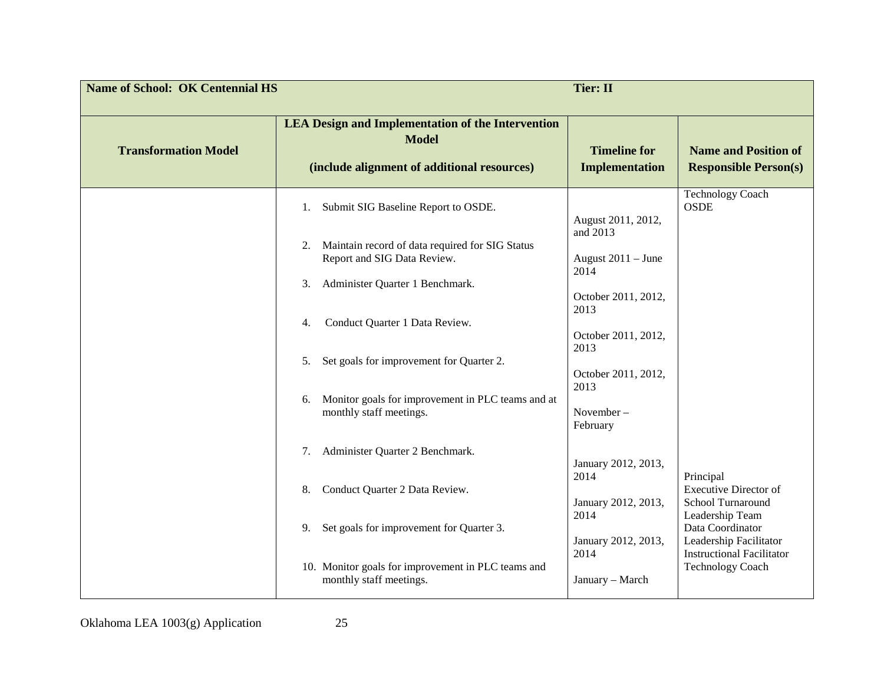| Name of School: OK Centennial HS | | Tier: II | |
|---|---|---|---|
| **Transformation Model** | **LEA Design and Implementation of the Intervention Model**<br><br>**(include alignment of additional resources)** | **Timeline for Implementation** | **Name and Position of Responsible Person(s)** |
| | 1. Submit SIG Baseline Report to OSDE. | August 2011, 2012, and 2013 | Technology Coach<br>OSDE |
| | 2. Maintain record of data required for SIG Status Report and SIG Data Review. | August 2011 – June 2014 | |
| | 3. Administer Quarter 1 Benchmark. | October 2011, 2012, 2013 | |
| | 4. Conduct Quarter 1 Data Review. | October 2011, 2012, 2013 | |
| | 5. Set goals for improvement for Quarter 2. | October 2011, 2012, 2013 | |
| | 6. Monitor goals for improvement in PLC teams and at monthly staff meetings. | November – February | |
| | 7. Administer Quarter 2 Benchmark. | January 2012, 2013, 2014 | Principal<br>Executive Director of School Turnaround<br>Leadership Team<br>Data Coordinator<br>Leadership Facilitator<br>Instructional Facilitator<br>Technology Coach |
| | 8. Conduct Quarter 2 Data Review. | January 2012, 2013, 2014 | |
| | 9. Set goals for improvement for Quarter 3. | January 2012, 2013, 2014 | |
| | 10. Monitor goals for improvement in PLC teams and monthly staff meetings. | January – March | |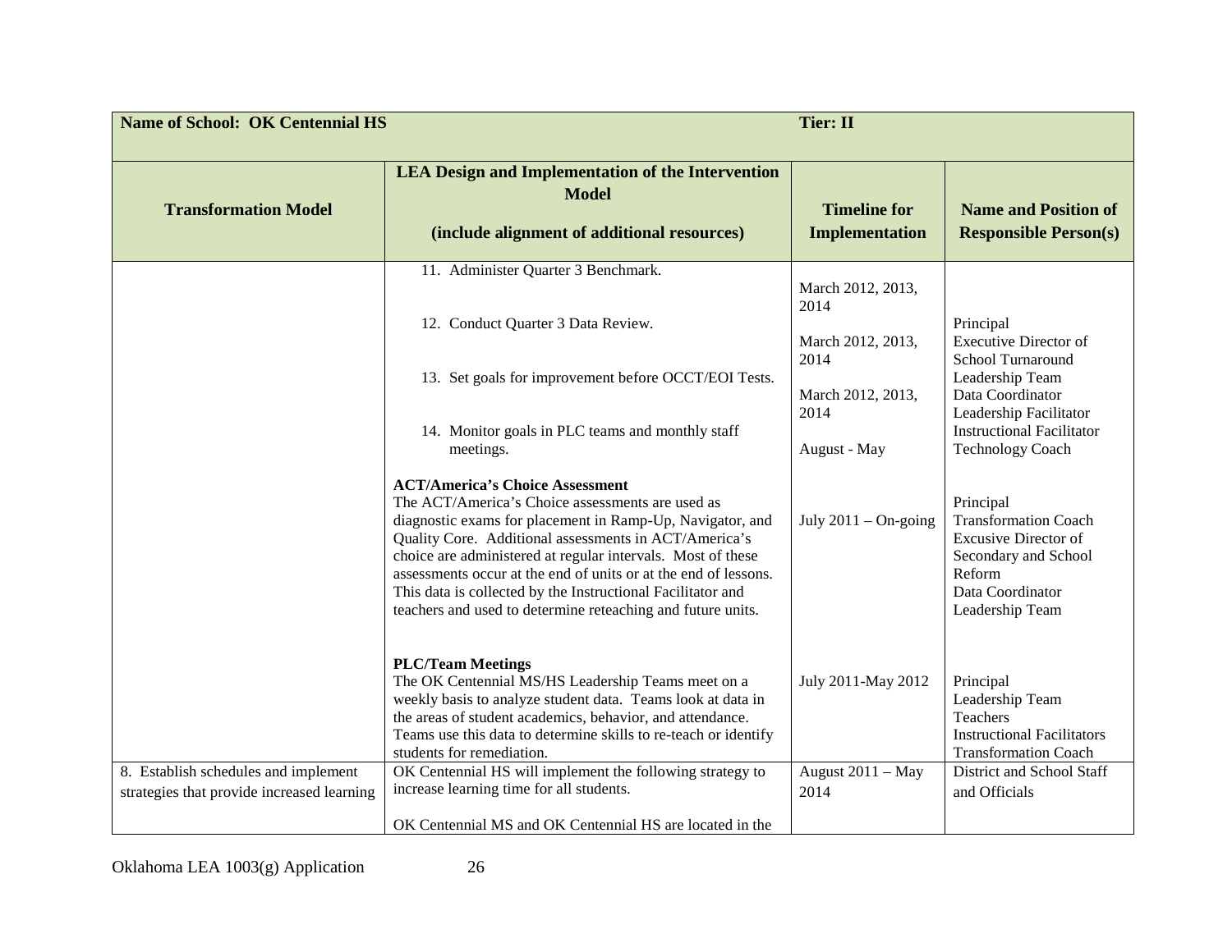| Name of School: OK Centennial HS | | Tier: II | |
|---|---|---|---|
| **Transformation Model** | **LEA Design and Implementation of the Intervention Model**<br><br>**(include alignment of additional resources)** | **Timeline for Implementation** | **Name and Position of Responsible Person(s)** |
| | 11. Administer Quarter 3 Benchmark.<br><br>12. Conduct Quarter 3 Data Review.<br><br>13. Set goals for improvement before OCCT/EOI Tests.<br><br>14. Monitor goals in PLC teams and monthly staff meetings. | March 2012, 2013, 2014<br><br>March 2012, 2013, 2014<br><br>March 2012, 2013, 2014<br><br>August - May | Principal<br>Executive Director of School Turnaround<br>Leadership Team<br>Data Coordinator<br>Leadership Facilitator<br>Instructional Facilitator<br>Technology Coach |
| | **ACT/America's Choice Assessment**<br>The ACT/America's Choice assessments are used as diagnostic exams for placement in Ramp-Up, Navigator, and Quality Core. Additional assessments in ACT/America's choice are administered at regular intervals. Most of these assessments occur at the end of units or at the end of lessons. This data is collected by the Instructional Facilitator and teachers and used to determine reteaching and future units. | July 2011 – On-going | Principal<br>Transformation Coach<br>Excusive Director of Secondary and School Reform<br>Data Coordinator<br>Leadership Team |
| | **PLC/Team Meetings**<br>The OK Centennial MS/HS Leadership Teams meet on a weekly basis to analyze student data. Teams look at data in the areas of student academics, behavior, and attendance. Teams use this data to determine skills to re-teach or identify students for remediation. | July 2011-May 2012 | Principal<br>Leadership Team<br>Teachers<br>Instructional Facilitators<br>Transformation Coach |
| 8. Establish schedules and implement strategies that provide increased learning | OK Centennial HS will implement the following strategy to increase learning time for all students.<br><br>OK Centennial MS and OK Centennial HS are located in the | August 2011 – May 2014 | District and School Staff and Officials |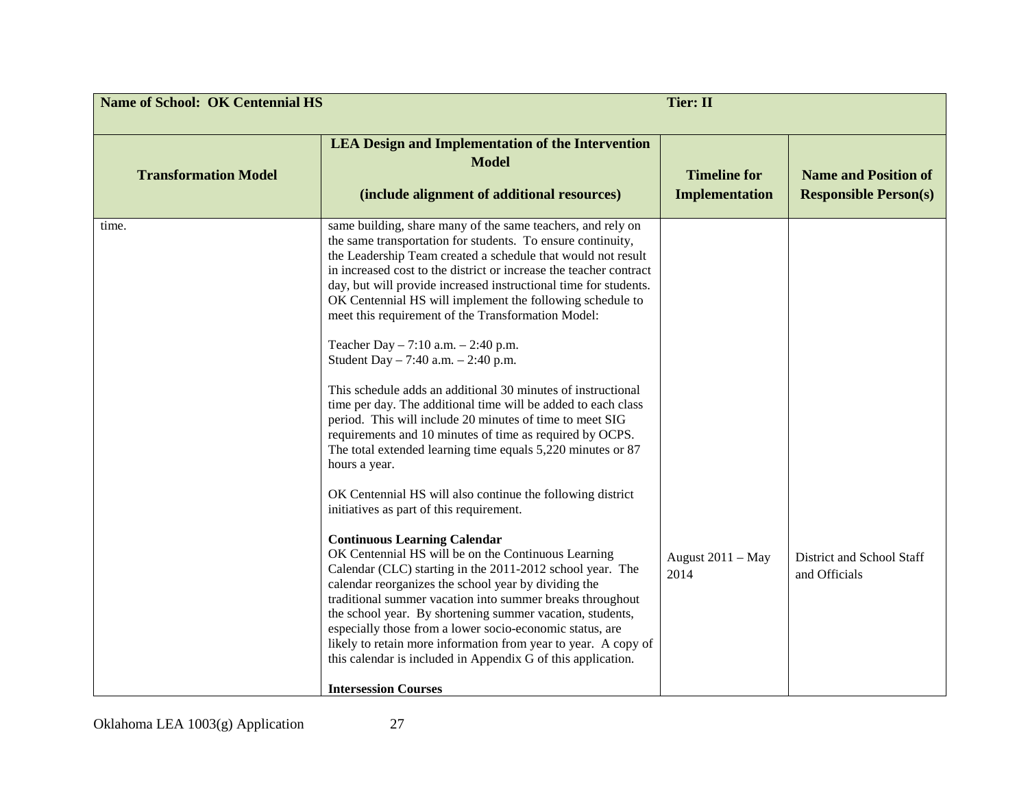| Name of School: OK Centennial HS | | Tier: II | |
|---|---|---|---|
| **Transformation Model** | **LEA Design and Implementation of the Intervention Model**<br><br>**(include alignment of additional resources)** | **Timeline for Implementation** | **Name and Position of Responsible Person(s)** |
| time. | same building, share many of the same teachers, and rely on the same transportation for students. To ensure continuity, the Leadership Team created a schedule that would not result in increased cost to the district or increase the teacher contract day, but will provide increased instructional time for students. OK Centennial HS will implement the following schedule to meet this requirement of the Transformation Model:<br><br>Teacher Day – 7:10 a.m. – 2:40 p.m.<br>Student Day – 7:40 a.m. – 2:40 p.m.<br><br>This schedule adds an additional 30 minutes of instructional time per day. The additional time will be added to each class period. This will include 20 minutes of time to meet SIG requirements and 10 minutes of time as required by OCPS. The total extended learning time equals 5,220 minutes or 87 hours a year.<br><br>OK Centennial HS will also continue the following district initiatives as part of this requirement.<br><br>**Continuous Learning Calendar**<br>OK Centennial HS will be on the Continuous Learning Calendar (CLC) starting in the 2011-2012 school year. The calendar reorganizes the school year by dividing the traditional summer vacation into summer breaks throughout the school year. By shortening summer vacation, students, especially those from a lower socio-economic status, are likely to retain more information from year to year. A copy of this calendar is included in Appendix G of this application.<br><br>**Intersession Courses** | August 2011 – May 2014 | District and School Staff and Officials |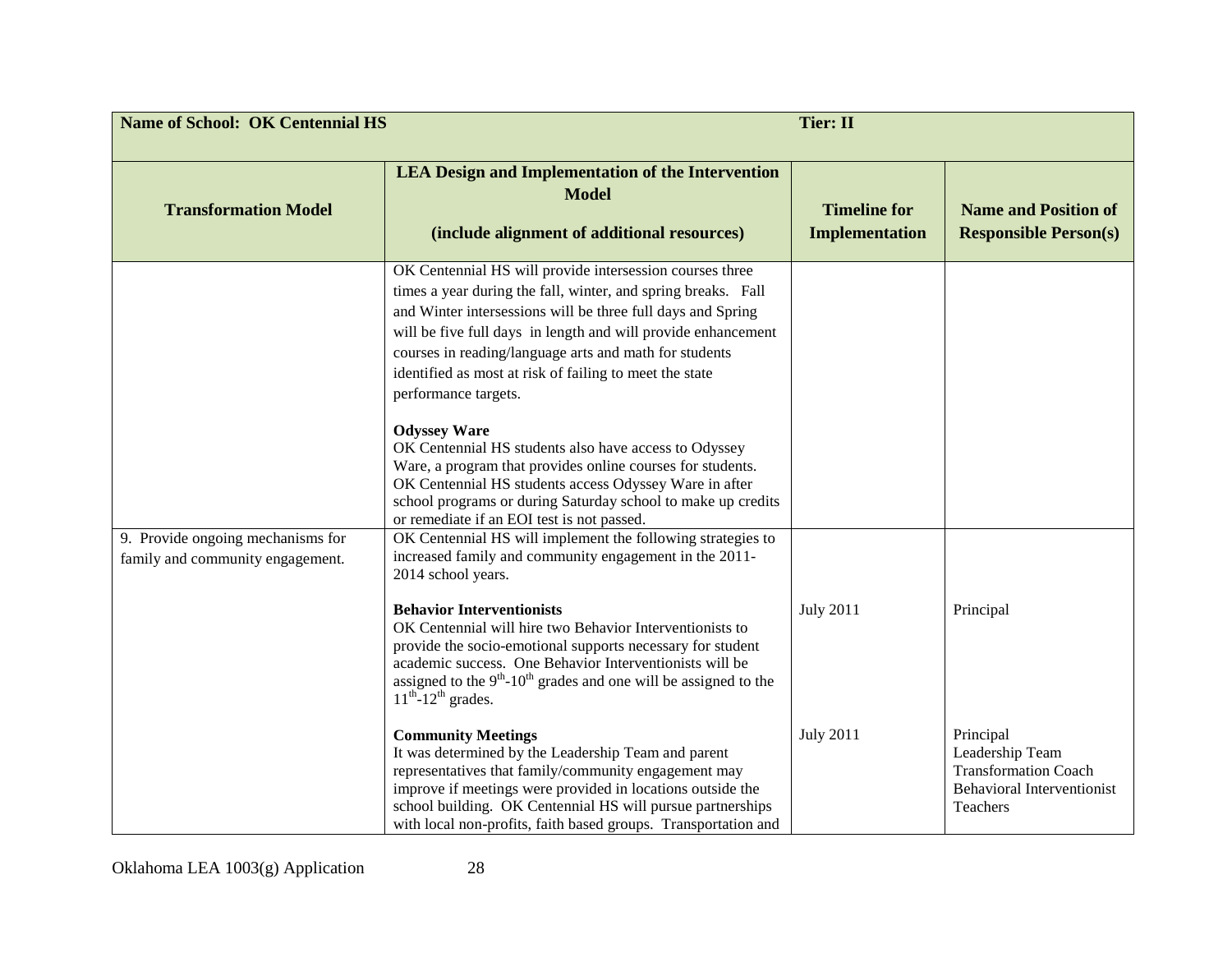| Name of School: OK Centennial HS | | Tier: II | |
|---|---|---|---|
| **Transformation Model** | **LEA Design and Implementation of the Intervention Model**<br><br>**(include alignment of additional resources)** | **Timeline for Implementation** | **Name and Position of Responsible Person(s)** |
| | OK Centennial HS will provide intersession courses three times a year during the fall, winter, and spring breaks. Fall and Winter intersessions will be three full days and Spring will be five full days in length and will provide enhancement courses in reading/language arts and math for students identified as most at risk of failing to meet the state performance targets.<br><br>**Odyssey Ware**<br>OK Centennial HS students also have access to Odyssey Ware, a program that provides online courses for students. OK Centennial HS students access Odyssey Ware in after school programs or during Saturday school to make up credits or remediate if an EOI test is not passed. | | |
| 9. Provide ongoing mechanisms for family and community engagement. | OK Centennial HS will implement the following strategies to increased family and community engagement in the 2011-2014 school years. | | |
| | **Behavior Interventionists**<br>OK Centennial will hire two Behavior Interventionists to provide the socio-emotional supports necessary for student academic success. One Behavior Interventionists will be assigned to the 9th-10th grades and one will be assigned to the 11th-12th grades. | July 2011 | Principal |
| | **Community Meetings**<br>It was determined by the Leadership Team and parent representatives that family/community engagement may improve if meetings were provided in locations outside the school building. OK Centennial HS will pursue partnerships with local non-profits, faith based groups. Transportation and | July 2011 | Principal<br>Leadership Team<br>Transformation Coach<br>Behavioral Interventionist<br>Teachers |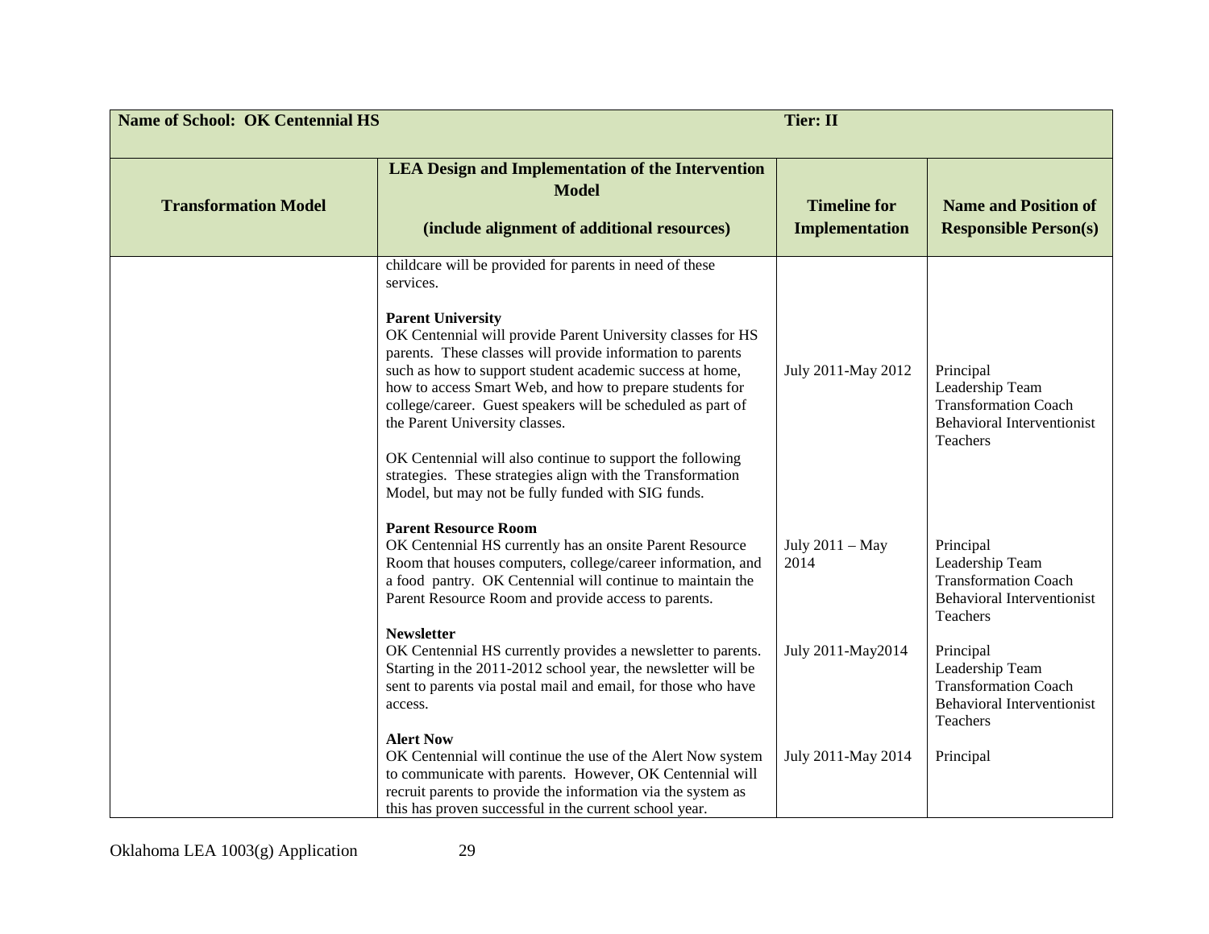| Name of School: OK Centennial HS | | Tier: II | |
|---|---|---|---|
| **Transformation Model** | **LEA Design and Implementation of the Intervention Model**<br><br>**(include alignment of additional resources)** | **Timeline for Implementation** | **Name and Position of Responsible Person(s)** |
| | childcare will be provided for parents in need of these services.<br><br>**Parent University**<br>OK Centennial will provide Parent University classes for HS parents. These classes will provide information to parents such as how to support student academic success at home, how to access Smart Web, and how to prepare students for college/career. Guest speakers will be scheduled as part of the Parent University classes.<br><br>OK Centennial will also continue to support the following strategies. These strategies align with the Transformation Model, but may not be fully funded with SIG funds. | July 2011-May 2012 | Principal<br>Leadership Team<br>Transformation Coach<br>Behavioral Interventionist<br>Teachers |
| | **Parent Resource Room**<br>OK Centennial HS currently has an onsite Parent Resource Room that houses computers, college/career information, and a food pantry. OK Centennial will continue to maintain the Parent Resource Room and provide access to parents. | July 2011 – May 2014 | Principal<br>Leadership Team<br>Transformation Coach<br>Behavioral Interventionist<br>Teachers |
| | **Newsletter**<br>OK Centennial HS currently provides a newsletter to parents. Starting in the 2011-2012 school year, the newsletter will be sent to parents via postal mail and email, for those who have access. | July 2011-May2014 | Principal<br>Leadership Team<br>Transformation Coach<br>Behavioral Interventionist<br>Teachers |
| | **Alert Now**<br>OK Centennial will continue the use of the Alert Now system to communicate with parents. However, OK Centennial will recruit parents to provide the information via the system as this has proven successful in the current school year. | July 2011-May 2014 | Principal |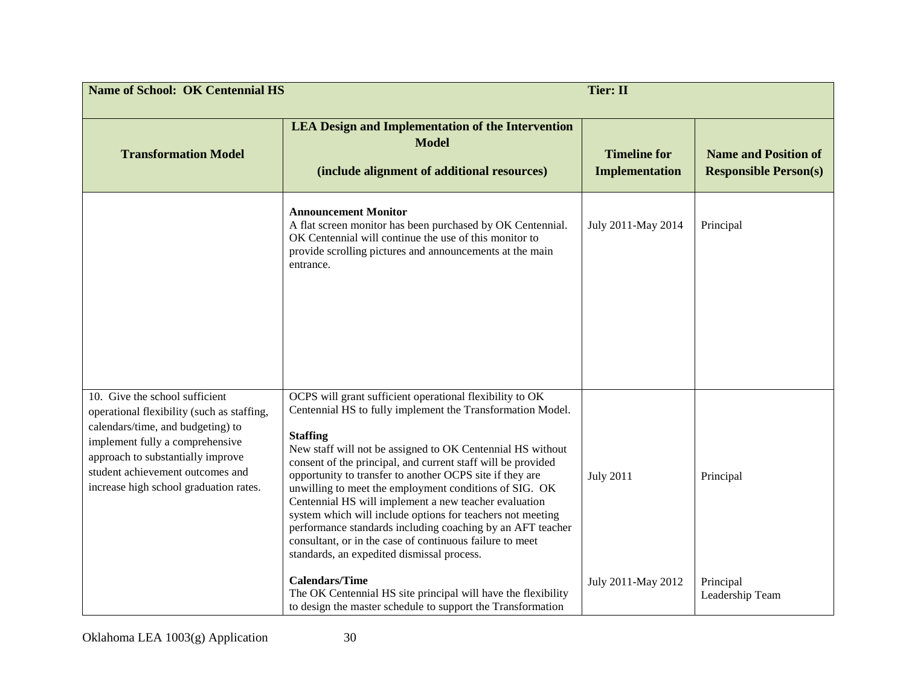| Name of School: OK Centennial HS | | Tier: II | |
|---|---|---|---|
| **Transformation Model** | **LEA Design and Implementation of the Intervention Model**<br><br>**(include alignment of additional resources)** | **Timeline for Implementation** | **Name and Position of Responsible Person(s)** |
| | **Announcement Monitor**<br>A flat screen monitor has been purchased by OK Centennial. OK Centennial will continue the use of this monitor to provide scrolling pictures and announcements at the main entrance. | July 2011-May 2014 | Principal |
| 10. Give the school sufficient operational flexibility (such as staffing, calendars/time, and budgeting) to implement fully a comprehensive approach to substantially improve student achievement outcomes and increase high school graduation rates. | OCPS will grant sufficient operational flexibility to OK Centennial HS to fully implement the Transformation Model.<br><br>**Staffing**<br>New staff will not be assigned to OK Centennial HS without consent of the principal, and current staff will be provided opportunity to transfer to another OCPS site if they are unwilling to meet the employment conditions of SIG. OK Centennial HS will implement a new teacher evaluation system which will include options for teachers not meeting performance standards including coaching by an AFT teacher consultant, or in the case of continuous failure to meet standards, an expedited dismissal process. | July 2011 | Principal |
| | **Calendars/Time**<br>The OK Centennial HS site principal will have the flexibility to design the master schedule to support the Transformation | July 2011-May 2012 | Principal<br>Leadership Team |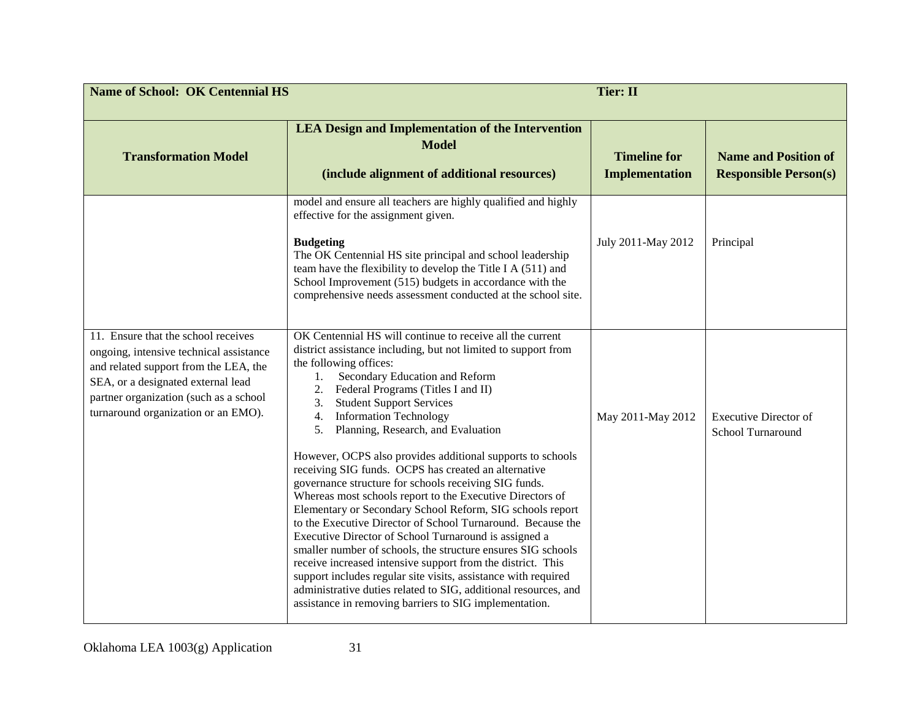| **Name of School: OK Centennial HS** | | **Tier: II** | |
|---|---|---|---|
| **Transformation Model** | **LEA Design and Implementation of the Intervention Model**<br><br>**(include alignment of additional resources)** | **Timeline for Implementation** | **Name and Position of Responsible Person(s)** |
| | model and ensure all teachers are highly qualified and highly effective for the assignment given.<br><br>**Budgeting**<br>The OK Centennial HS site principal and school leadership team have the flexibility to develop the Title I A (511) and School Improvement (515) budgets in accordance with the comprehensive needs assessment conducted at the school site. | July 2011-May 2012 | Principal |
| 11. Ensure that the school receives ongoing, intensive technical assistance and related support from the LEA, the SEA, or a designated external lead partner organization (such as a school turnaround organization or an EMO). | OK Centennial HS will continue to receive all the current district assistance including, but not limited to support from the following offices:<br>1. Secondary Education and Reform<br>2. Federal Programs (Titles I and II)<br>3. Student Support Services<br>4. Information Technology<br>5. Planning, Research, and Evaluation<br><br>However, OCPS also provides additional supports to schools receiving SIG funds. OCPS has created an alternative governance structure for schools receiving SIG funds. Whereas most schools report to the Executive Directors of Elementary or Secondary School Reform, SIG schools report to the Executive Director of School Turnaround. Because the Executive Director of School Turnaround is assigned a smaller number of schools, the structure ensures SIG schools receive increased intensive support from the district. This support includes regular site visits, assistance with required administrative duties related to SIG, additional resources, and assistance in removing barriers to SIG implementation. | May 2011-May 2012 | Executive Director of School Turnaround |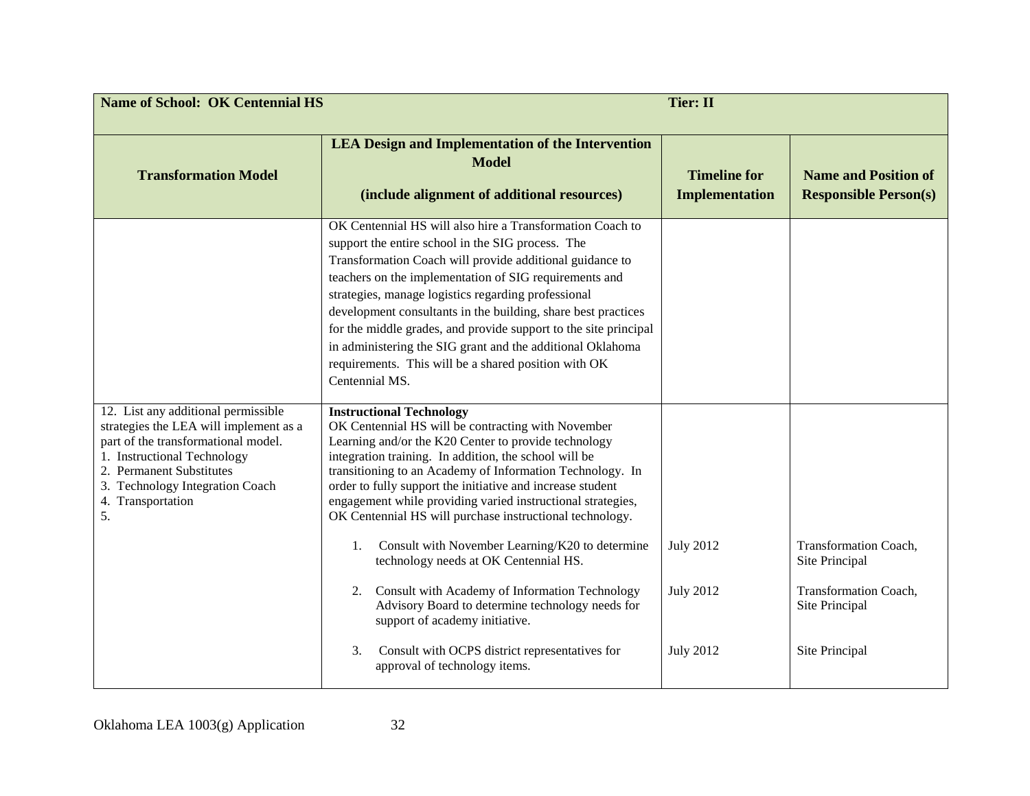| **Name of School: OK Centennial HS** | | **Tier: II** | |
|---|---|---|---|
| **Transformation Model** | **LEA Design and Implementation of the Intervention Model**<br><br>**(include alignment of additional resources)** | **Timeline for Implementation** | **Name and Position of Responsible Person(s)** |
| | OK Centennial HS will also hire a Transformation Coach to support the entire school in the SIG process. The Transformation Coach will provide additional guidance to teachers on the implementation of SIG requirements and strategies, manage logistics regarding professional development consultants in the building, share best practices for the middle grades, and provide support to the site principal in administering the SIG grant and the additional Oklahoma requirements. This will be a shared position with OK Centennial MS. | | |
| 12. List any additional permissible strategies the LEA will implement as a part of the transformational model.<br>1. Instructional Technology<br>2. Permanent Substitutes<br>3. Technology Integration Coach<br>4. Transportation<br>5. | **Instructional Technology**<br>OK Centennial HS will be contracting with November Learning and/or the K20 Center to provide technology integration training. In addition, the school will be transitioning to an Academy of Information Technology. In order to fully support the initiative and increase student engagement while providing varied instructional strategies, OK Centennial HS will purchase instructional technology. | | |
| | 1. Consult with November Learning/K20 to determine technology needs at OK Centennial HS. | July 2012 | Transformation Coach, Site Principal |
| | 2. Consult with Academy of Information Technology Advisory Board to determine technology needs for support of academy initiative. | July 2012 | Transformation Coach, Site Principal |
| | 3. Consult with OCPS district representatives for approval of technology items. | July 2012 | Site Principal |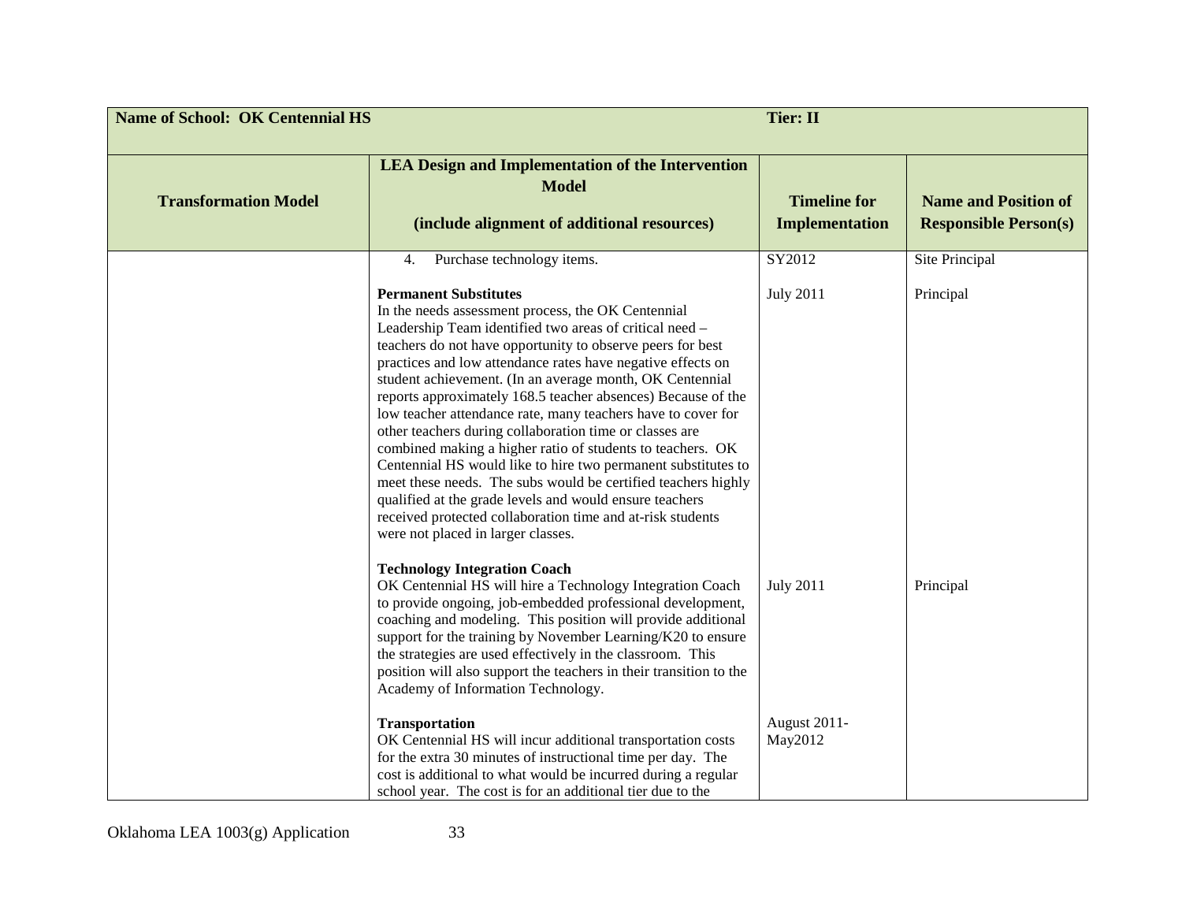| Name of School: OK Centennial HS | | Tier: II | |
|---|---|---|---|
| **Transformation Model** | **LEA Design and Implementation of the Intervention Model**<br><br>**(include alignment of additional resources)** | **Timeline for Implementation** | **Name and Position of Responsible Person(s)** |
| | 4. Purchase technology items. | SY2012 | Site Principal |
| | **Permanent Substitutes**<br>In the needs assessment process, the OK Centennial Leadership Team identified two areas of critical need – teachers do not have opportunity to observe peers for best practices and low attendance rates have negative effects on student achievement. (In an average month, OK Centennial reports approximately 168.5 teacher absences) Because of the low teacher attendance rate, many teachers have to cover for other teachers during collaboration time or classes are combined making a higher ratio of students to teachers. OK Centennial HS would like to hire two permanent substitutes to meet these needs. The subs would be certified teachers highly qualified at the grade levels and would ensure teachers received protected collaboration time and at-risk students were not placed in larger classes. | July 2011 | Principal |
| | **Technology Integration Coach**<br>OK Centennial HS will hire a Technology Integration Coach to provide ongoing, job-embedded professional development, coaching and modeling. This position will provide additional support for the training by November Learning/K20 to ensure the strategies are used effectively in the classroom. This position will also support the teachers in their transition to the Academy of Information Technology. | July 2011 | Principal |
| | **Transportation**<br>OK Centennial HS will incur additional transportation costs for the extra 30 minutes of instructional time per day. The cost is additional to what would be incurred during a regular school year. The cost is for an additional tier due to the | August 2011-May2012 | |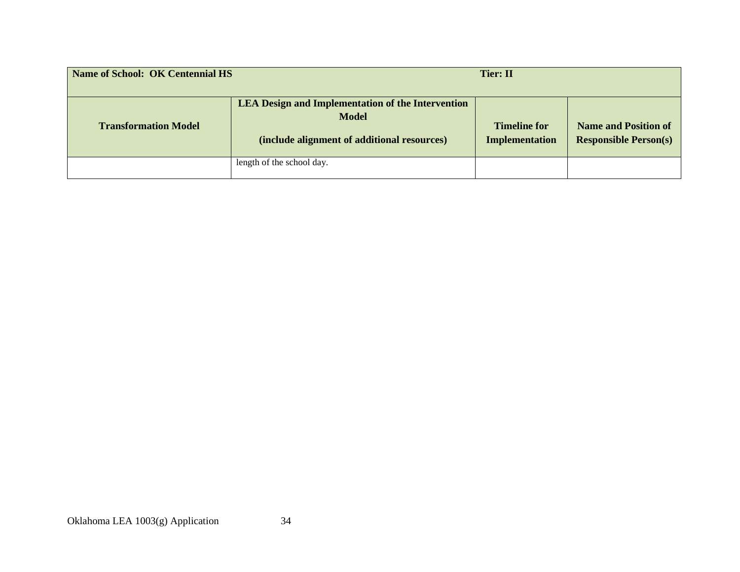| Name of School: OK Centennial HS | | Tier: II | |
|---|---|---|---|
| **Transformation Model** | **LEA Design and Implementation of the Intervention Model**<br><br>**(include alignment of additional resources)** | **Timeline for Implementation** | **Name and Position of Responsible Person(s)** |
| | length of the school day. | | |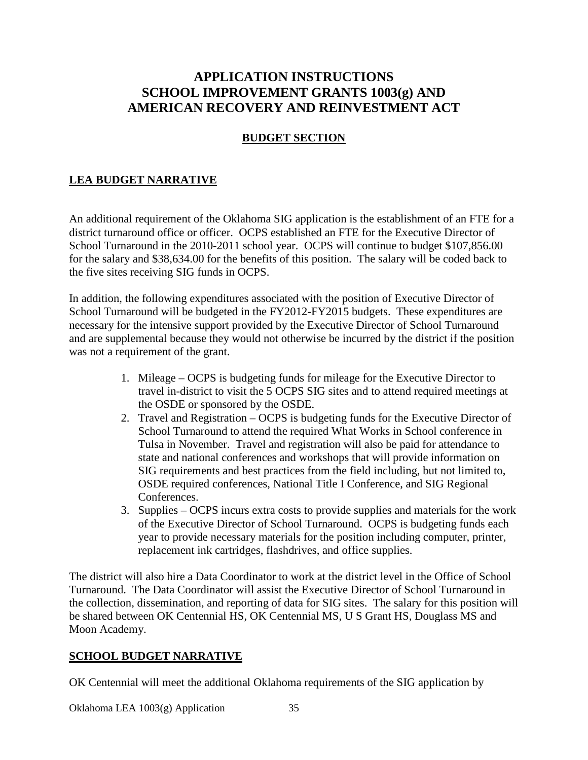# APPLICATION INSTRUCTIONS
# SCHOOL IMPROVEMENT GRANTS 1003(g) AND AMERICAN RECOVERY AND REINVESTMENT ACT

## BUDGET SECTION

### LEA BUDGET NARRATIVE

An additional requirement of the Oklahoma SIG application is the establishment of an FTE for a district turnaround office or officer. OCPS established an FTE for the Executive Director of School Turnaround in the 2010-2011 school year. OCPS will continue to budget $107,856.00 for the salary and $38,634.00 for the benefits of this position. The salary will be coded back to the five sites receiving SIG funds in OCPS.

In addition, the following expenditures associated with the position of Executive Director of School Turnaround will be budgeted in the FY2012-FY2015 budgets. These expenditures are necessary for the intensive support provided by the Executive Director of School Turnaround and are supplemental because they would not otherwise be incurred by the district if the position was not a requirement of the grant.

1. Mileage – OCPS is budgeting funds for mileage for the Executive Director to travel in-district to visit the 5 OCPS SIG sites and to attend required meetings at the OSDE or sponsored by the OSDE.
2. Travel and Registration – OCPS is budgeting funds for the Executive Director of School Turnaround to attend the required What Works in School conference in Tulsa in November. Travel and registration will also be paid for attendance to state and national conferences and workshops that will provide information on SIG requirements and best practices from the field including, but not limited to, OSDE required conferences, National Title I Conference, and SIG Regional Conferences.
3. Supplies – OCPS incurs extra costs to provide supplies and materials for the work of the Executive Director of School Turnaround. OCPS is budgeting funds each year to provide necessary materials for the position including computer, printer, replacement ink cartridges, flashdrives, and office supplies.

The district will also hire a Data Coordinator to work at the district level in the Office of School Turnaround. The Data Coordinator will assist the Executive Director of School Turnaround in the collection, dissemination, and reporting of data for SIG sites. The salary for this position will be shared between OK Centennial HS, OK Centennial MS, U S Grant HS, Douglass MS and Moon Academy.

### SCHOOL BUDGET NARRATIVE

OK Centennial will meet the additional Oklahoma requirements of the SIG application by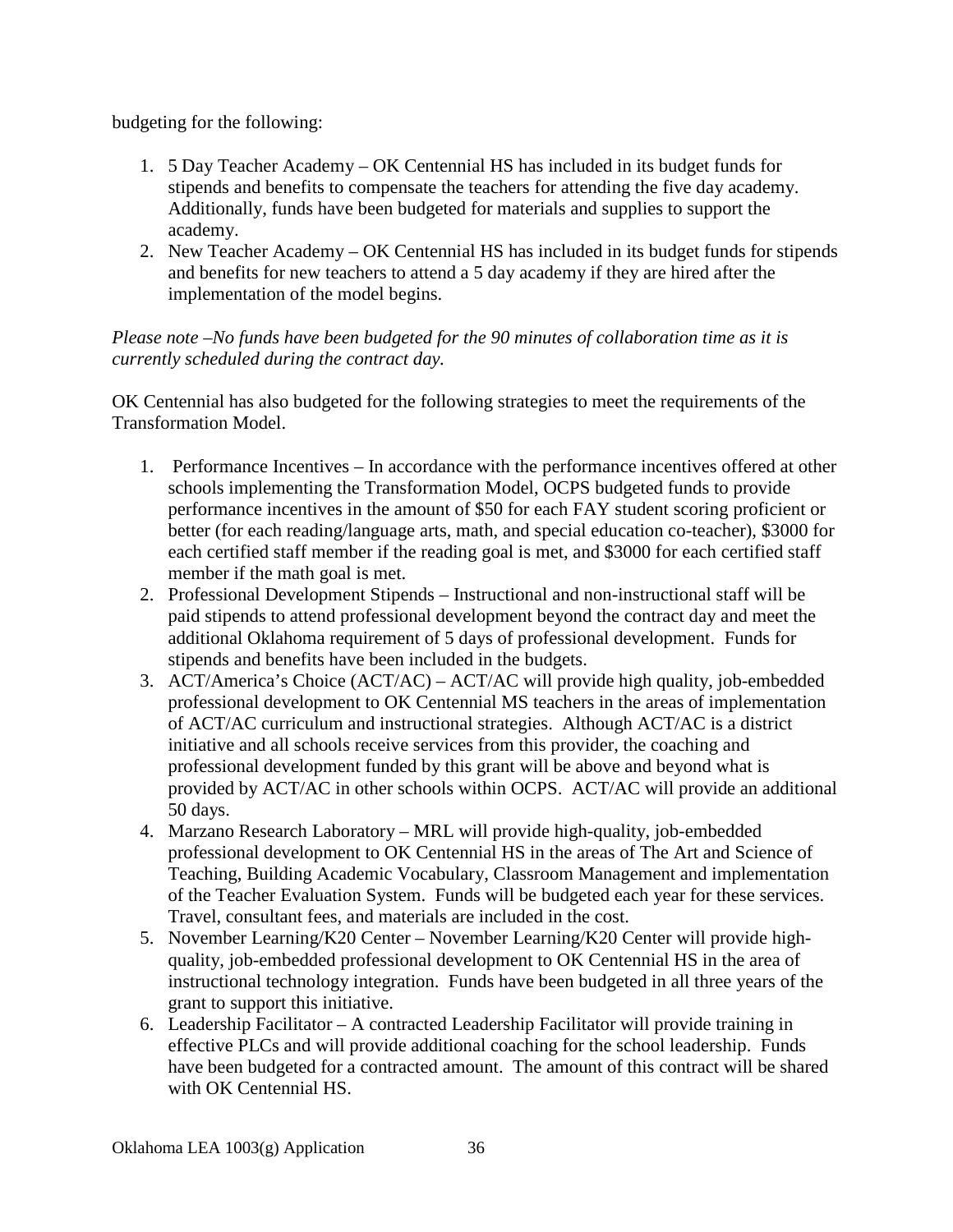budgeting for the following:

1. 5 Day Teacher Academy – OK Centennial HS has included in its budget funds for stipends and benefits to compensate the teachers for attending the five day academy. Additionally, funds have been budgeted for materials and supplies to support the academy.
2. New Teacher Academy – OK Centennial HS has included in its budget funds for stipends and benefits for new teachers to attend a 5 day academy if they are hired after the implementation of the model begins.

*Please note –No funds have been budgeted for the 90 minutes of collaboration time as it is currently scheduled during the contract day.*

OK Centennial has also budgeted for the following strategies to meet the requirements of the Transformation Model.

1. Performance Incentives – In accordance with the performance incentives offered at other schools implementing the Transformation Model, OCPS budgeted funds to provide performance incentives in the amount of $50 for each FAY student scoring proficient or better (for each reading/language arts, math, and special education co-teacher), $3000 for each certified staff member if the reading goal is met, and $3000 for each certified staff member if the math goal is met.
2. Professional Development Stipends – Instructional and non-instructional staff will be paid stipends to attend professional development beyond the contract day and meet the additional Oklahoma requirement of 5 days of professional development. Funds for stipends and benefits have been included in the budgets.
3. ACT/America's Choice (ACT/AC) – ACT/AC will provide high quality, job-embedded professional development to OK Centennial MS teachers in the areas of implementation of ACT/AC curriculum and instructional strategies. Although ACT/AC is a district initiative and all schools receive services from this provider, the coaching and professional development funded by this grant will be above and beyond what is provided by ACT/AC in other schools within OCPS. ACT/AC will provide an additional 50 days.
4. Marzano Research Laboratory – MRL will provide high-quality, job-embedded professional development to OK Centennial HS in the areas of The Art and Science of Teaching, Building Academic Vocabulary, Classroom Management and implementation of the Teacher Evaluation System. Funds will be budgeted each year for these services. Travel, consultant fees, and materials are included in the cost.
5. November Learning/K20 Center – November Learning/K20 Center will provide high-quality, job-embedded professional development to OK Centennial HS in the area of instructional technology integration. Funds have been budgeted in all three years of the grant to support this initiative.
6. Leadership Facilitator – A contracted Leadership Facilitator will provide training in effective PLCs and will provide additional coaching for the school leadership. Funds have been budgeted for a contracted amount. The amount of this contract will be shared with OK Centennial HS.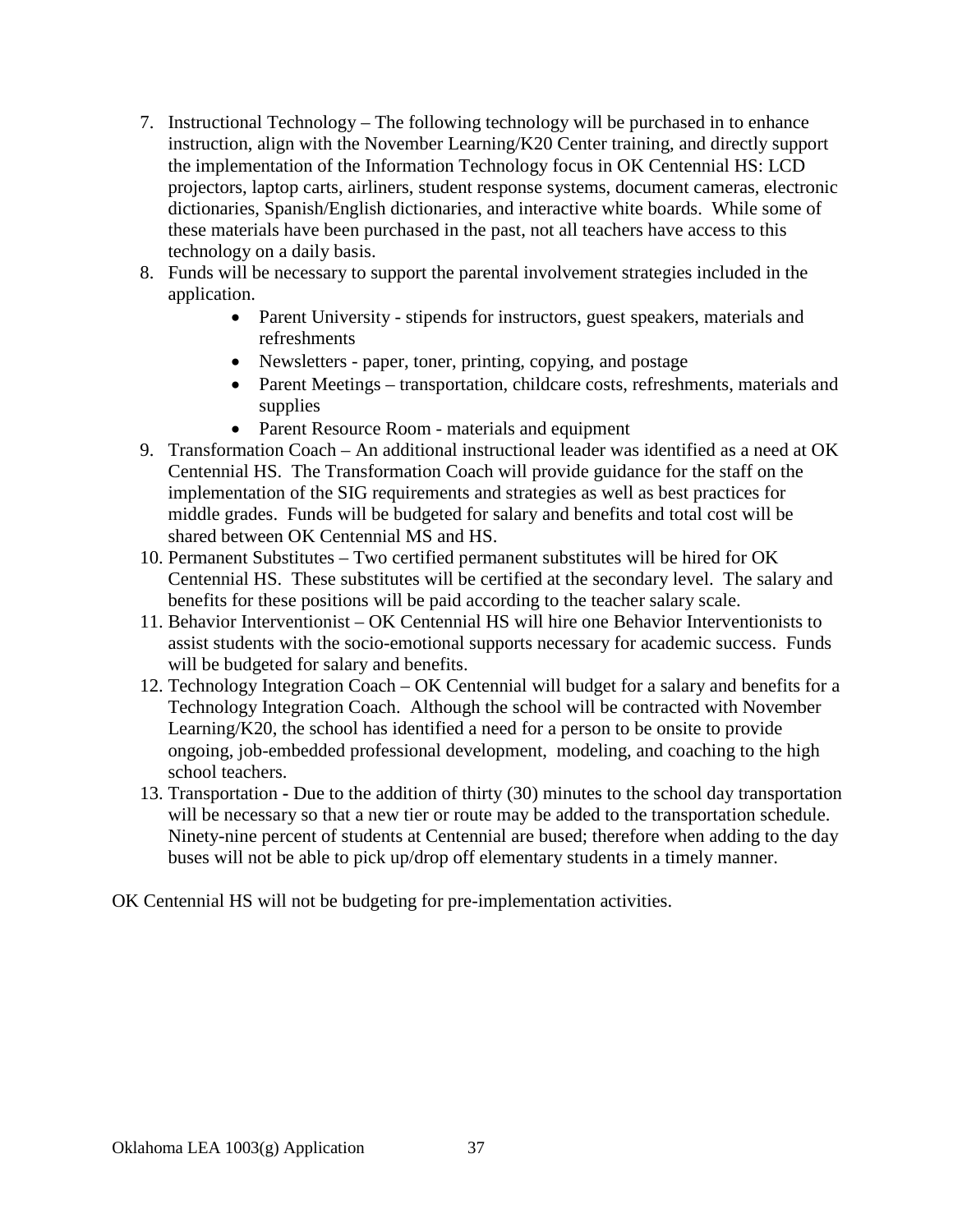7. Instructional Technology – The following technology will be purchased in to enhance instruction, align with the November Learning/K20 Center training, and directly support the implementation of the Information Technology focus in OK Centennial HS: LCD projectors, laptop carts, airliners, student response systems, document cameras, electronic dictionaries, Spanish/English dictionaries, and interactive white boards. While some of these materials have been purchased in the past, not all teachers have access to this technology on a daily basis.
8. Funds will be necessary to support the parental involvement strategies included in the application.
    - Parent University - stipends for instructors, guest speakers, materials and refreshments
    - Newsletters - paper, toner, printing, copying, and postage
    - Parent Meetings – transportation, childcare costs, refreshments, materials and supplies
    - Parent Resource Room - materials and equipment
9. Transformation Coach – An additional instructional leader was identified as a need at OK Centennial HS. The Transformation Coach will provide guidance for the staff on the implementation of the SIG requirements and strategies as well as best practices for middle grades. Funds will be budgeted for salary and benefits and total cost will be shared between OK Centennial MS and HS.
10. Permanent Substitutes – Two certified permanent substitutes will be hired for OK Centennial HS. These substitutes will be certified at the secondary level. The salary and benefits for these positions will be paid according to the teacher salary scale.
11. Behavior Interventionist – OK Centennial HS will hire one Behavior Interventionists to assist students with the socio-emotional supports necessary for academic success. Funds will be budgeted for salary and benefits.
12. Technology Integration Coach – OK Centennial will budget for a salary and benefits for a Technology Integration Coach. Although the school will be contracted with November Learning/K20, the school has identified a need for a person to be onsite to provide ongoing, job-embedded professional development, modeling, and coaching to the high school teachers.
13. Transportation - Due to the addition of thirty (30) minutes to the school day transportation will be necessary so that a new tier or route may be added to the transportation schedule. Ninety-nine percent of students at Centennial are bused; therefore when adding to the day buses will not be able to pick up/drop off elementary students in a timely manner.

OK Centennial HS will not be budgeting for pre-implementation activities.